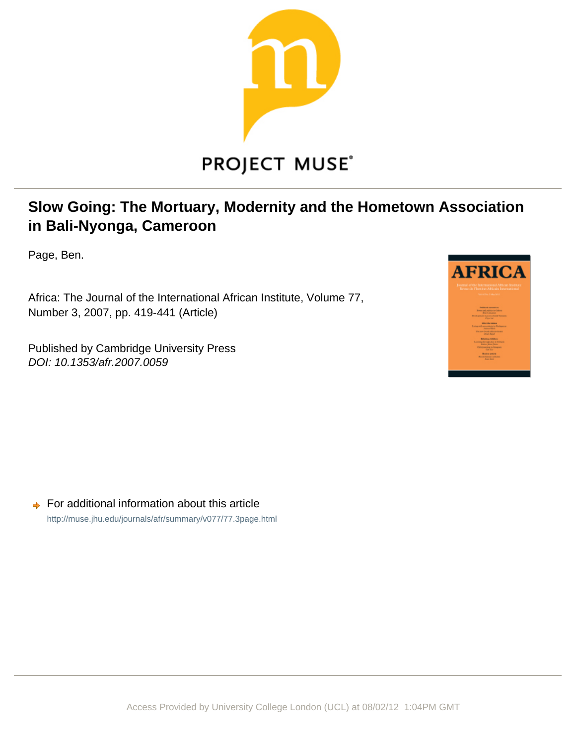PROJECT MUSE

# Slow Going: The Mortuary, Modernity and the Hometown Association in Bali-Nyonga, Cameroon

Page, Ben.

Africa: The Journal of the International African Institute, Volume 77, Number 3, 2007, pp. 419-441 (Article)

Published by Cambridge University Press
*DOI: 10.1353/afr.2007.0059*

For additional information about this article
http://muse.jhu.edu/journals/afr/summary/v077/77.3page.html

Access Provided by University College London (UCL) at 08/02/12 1:04PM GMT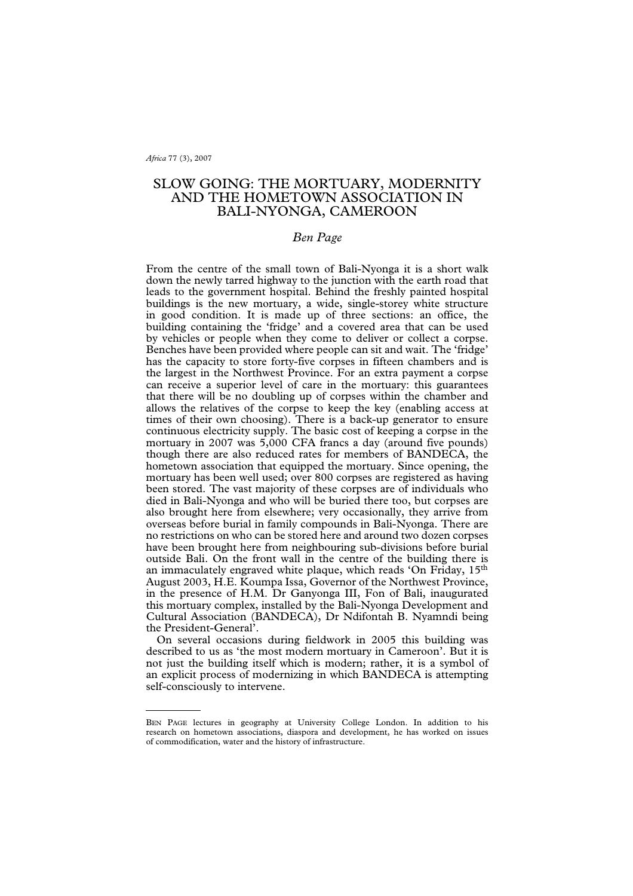# SLOW GOING: THE MORTUARY, MODERNITY AND THE HOMETOWN ASSOCIATION IN BALI-NYONGA, CAMEROON

*Ben Page*

From the centre of the small town of Bali-Nyonga it is a short walk down the newly tarred highway to the junction with the earth road that leads to the government hospital. Behind the freshly painted hospital buildings is the new mortuary, a wide, single-storey white structure in good condition. It is made up of three sections: an office, the building containing the 'fridge' and a covered area that can be used by vehicles or people when they come to deliver or collect a corpse. Benches have been provided where people can sit and wait. The 'fridge' has the capacity to store forty-five corpses in fifteen chambers and is the largest in the Northwest Province. For an extra payment a corpse can receive a superior level of care in the mortuary: this guarantees that there will be no doubling up of corpses within the chamber and allows the relatives of the corpse to keep the key (enabling access at times of their own choosing). There is a back-up generator to ensure continuous electricity supply. The basic cost of keeping a corpse in the mortuary in 2007 was 5,000 CFA francs a day (around five pounds) though there are also reduced rates for members of BANDECA, the hometown association that equipped the mortuary. Since opening, the mortuary has been well used; over 800 corpses are registered as having been stored. The vast majority of these corpses are of individuals who died in Bali-Nyonga and who will be buried there too, but corpses are also brought here from elsewhere; very occasionally, they arrive from overseas before burial in family compounds in Bali-Nyonga. There are no restrictions on who can be stored here and around two dozen corpses have been brought here from neighbouring sub-divisions before burial outside Bali. On the front wall in the centre of the building there is an immaculately engraved white plaque, which reads 'On Friday, 15th August 2003, H.E. Koumpa Issa, Governor of the Northwest Province, in the presence of H.M. Dr Ganyonga III, Fon of Bali, inaugurated this mortuary complex, installed by the Bali-Nyonga Development and Cultural Association (BANDECA), Dr Ndifontah B. Nyamndi being the President-General'.

On several occasions during fieldwork in 2005 this building was described to us as 'the most modern mortuary in Cameroon'. But it is not just the building itself which is modern; rather, it is a symbol of an explicit process of modernizing in which BANDECA is attempting self-consciously to intervene.

---

BEN PAGE lectures in geography at University College London. In addition to his research on hometown associations, diaspora and development, he has worked on issues of commodification, water and the history of infrastructure.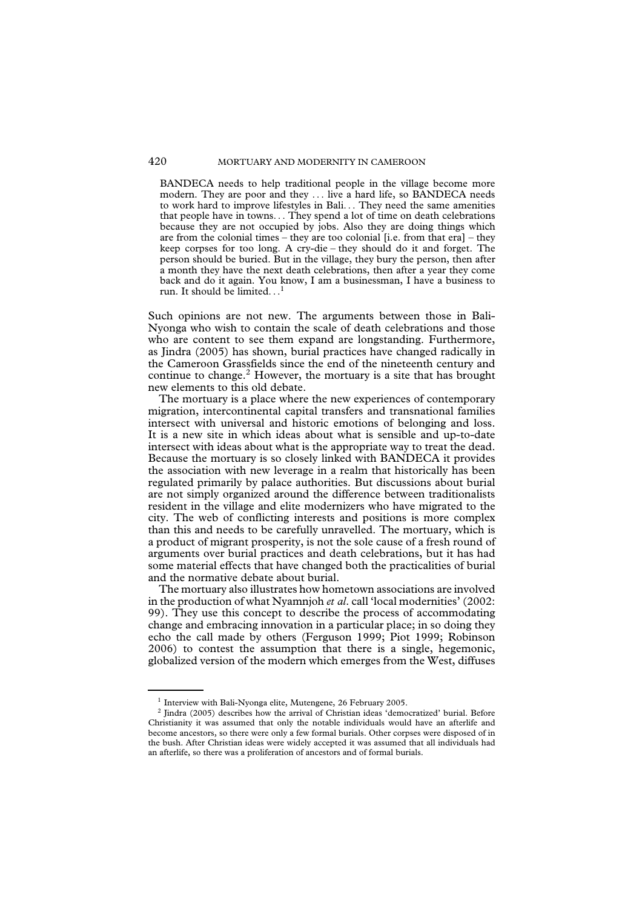> BANDECA needs to help traditional people in the village become more modern. They are poor and they . . . live a hard life, so BANDECA needs to work hard to improve lifestyles in Bali. . . They need the same amenities that people have in towns. . . They spend a lot of time on death celebrations because they are not occupied by jobs. Also they are doing things which are from the colonial times – they are too colonial [i.e. from that era] – they keep corpses for too long. A cry-die – they should do it and forget. The person should be buried. But in the village, they bury the person, then after a month they have the next death celebrations, then after a year they come back and do it again. You know, I am a businessman, I have a business to run. It should be limited. . .[1]

Such opinions are not new. The arguments between those in Bali-Nyonga who wish to contain the scale of death celebrations and those who are content to see them expand are longstanding. Furthermore, as Jindra (2005) has shown, burial practices have changed radically in the Cameroon Grassfields since the end of the nineteenth century and continue to change.[2] However, the mortuary is a site that has brought new elements to this old debate.

The mortuary is a place where the new experiences of contemporary migration, intercontinental capital transfers and transnational families intersect with universal and historic emotions of belonging and loss. It is a new site in which ideas about what is sensible and up-to-date intersect with ideas about what is the appropriate way to treat the dead. Because the mortuary is so closely linked with BANDECA it provides the association with new leverage in a realm that historically has been regulated primarily by palace authorities. But discussions about burial are not simply organized around the difference between traditionalists resident in the village and elite modernizers who have migrated to the city. The web of conflicting interests and positions is more complex than this and needs to be carefully unravelled. The mortuary, which is a product of migrant prosperity, is not the sole cause of a fresh round of arguments over burial practices and death celebrations, but it has had some material effects that have changed both the practicalities of burial and the normative debate about burial.

The mortuary also illustrates how hometown associations are involved in the production of what Nyamnjoh *et al*. call 'local modernities' (2002: 99). They use this concept to describe the process of accommodating change and embracing innovation in a particular place; in so doing they echo the call made by others (Ferguson 1999; Piot 1999; Robinson 2006) to contest the assumption that there is a single, hegemonic, globalized version of the modern which emerges from the West, diffuses

---

[1] Interview with Bali-Nyonga elite, Mutengene, 26 February 2005.

[2] Jindra (2005) describes how the arrival of Christian ideas 'democratized' burial. Before Christianity it was assumed that only the notable individuals would have an afterlife and become ancestors, so there were only a few formal burials. Other corpses were disposed of in the bush. After Christian ideas were widely accepted it was assumed that all individuals had an afterlife, so there was a proliferation of ancestors and of formal burials.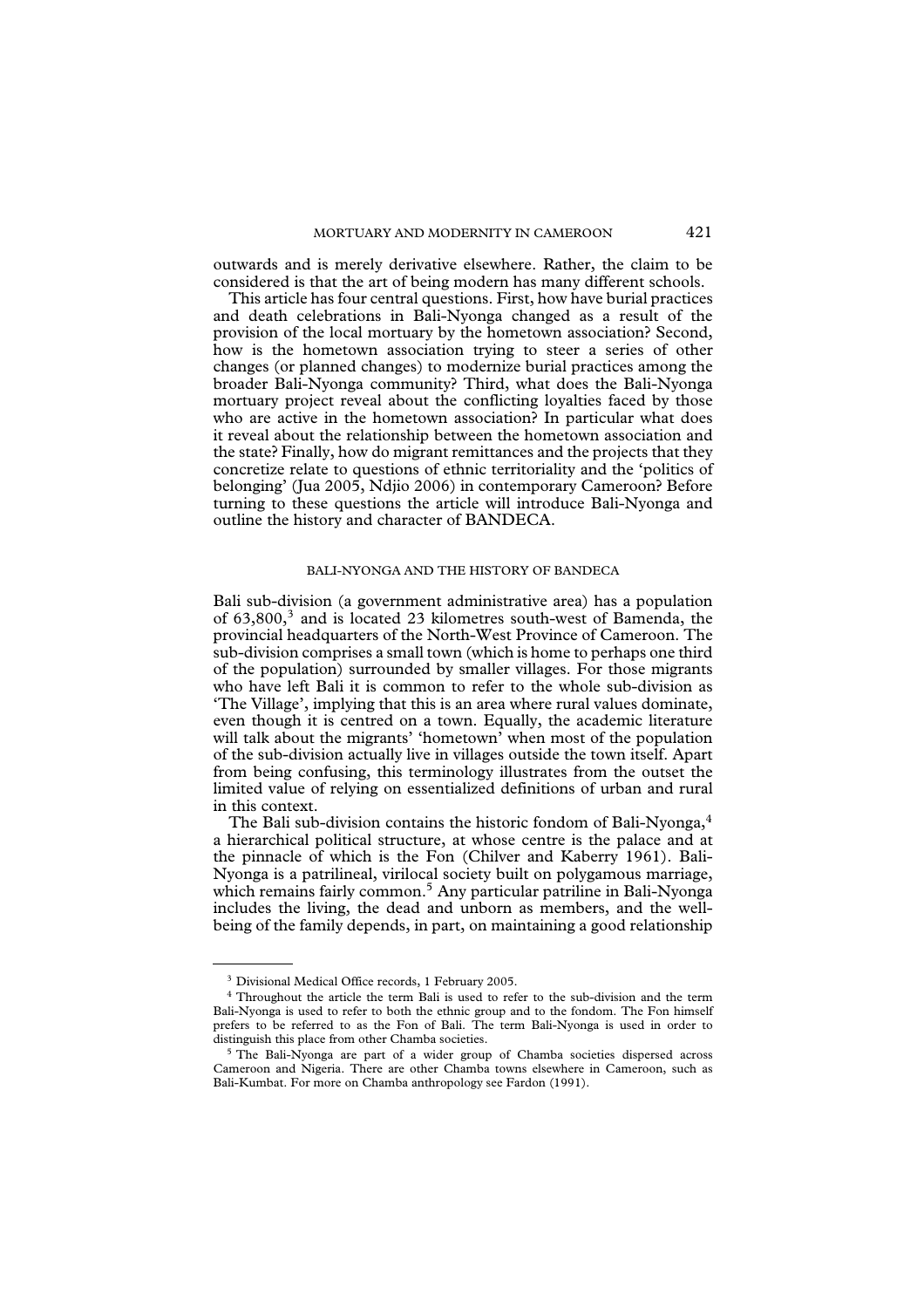outwards and is merely derivative elsewhere. Rather, the claim to be considered is that the art of being modern has many different schools.

This article has four central questions. First, how have burial practices and death celebrations in Bali-Nyonga changed as a result of the provision of the local mortuary by the hometown association? Second, how is the hometown association trying to steer a series of other changes (or planned changes) to modernize burial practices among the broader Bali-Nyonga community? Third, what does the Bali-Nyonga mortuary project reveal about the conflicting loyalties faced by those who are active in the hometown association? In particular what does it reveal about the relationship between the hometown association and the state? Finally, how do migrant remittances and the projects that they concretize relate to questions of ethnic territoriality and the 'politics of belonging' (Jua 2005, Ndjio 2006) in contemporary Cameroon? Before turning to these questions the article will introduce Bali-Nyonga and outline the history and character of BANDECA.

## BALI-NYONGA AND THE HISTORY OF BANDECA

Bali sub-division (a government administrative area) has a population of 63,800,[3] and is located 23 kilometres south-west of Bamenda, the provincial headquarters of the North-West Province of Cameroon. The sub-division comprises a small town (which is home to perhaps one third of the population) surrounded by smaller villages. For those migrants who have left Bali it is common to refer to the whole sub-division as 'The Village', implying that this is an area where rural values dominate, even though it is centred on a town. Equally, the academic literature will talk about the migrants' 'hometown' when most of the population of the sub-division actually live in villages outside the town itself. Apart from being confusing, this terminology illustrates from the outset the limited value of relying on essentialized definitions of urban and rural in this context.

The Bali sub-division contains the historic fondom of Bali-Nyonga,[4] a hierarchical political structure, at whose centre is the palace and at the pinnacle of which is the Fon (Chilver and Kaberry 1961). Bali-Nyonga is a patrilineal, virilocal society built on polygamous marriage, which remains fairly common.[5] Any particular patriline in Bali-Nyonga includes the living, the dead and unborn as members, and the well-being of the family depends, in part, on maintaining a good relationship

---

[3] Divisional Medical Office records, 1 February 2005.

[4] Throughout the article the term Bali is used to refer to the sub-division and the term Bali-Nyonga is used to refer to both the ethnic group and to the fondom. The Fon himself prefers to be referred to as the Fon of Bali. The term Bali-Nyonga is used in order to distinguish this place from other Chamba societies.

[5] The Bali-Nyonga are part of a wider group of Chamba societies dispersed across Cameroon and Nigeria. There are other Chamba towns elsewhere in Cameroon, such as Bali-Kumbat. For more on Chamba anthropology see Fardon (1991).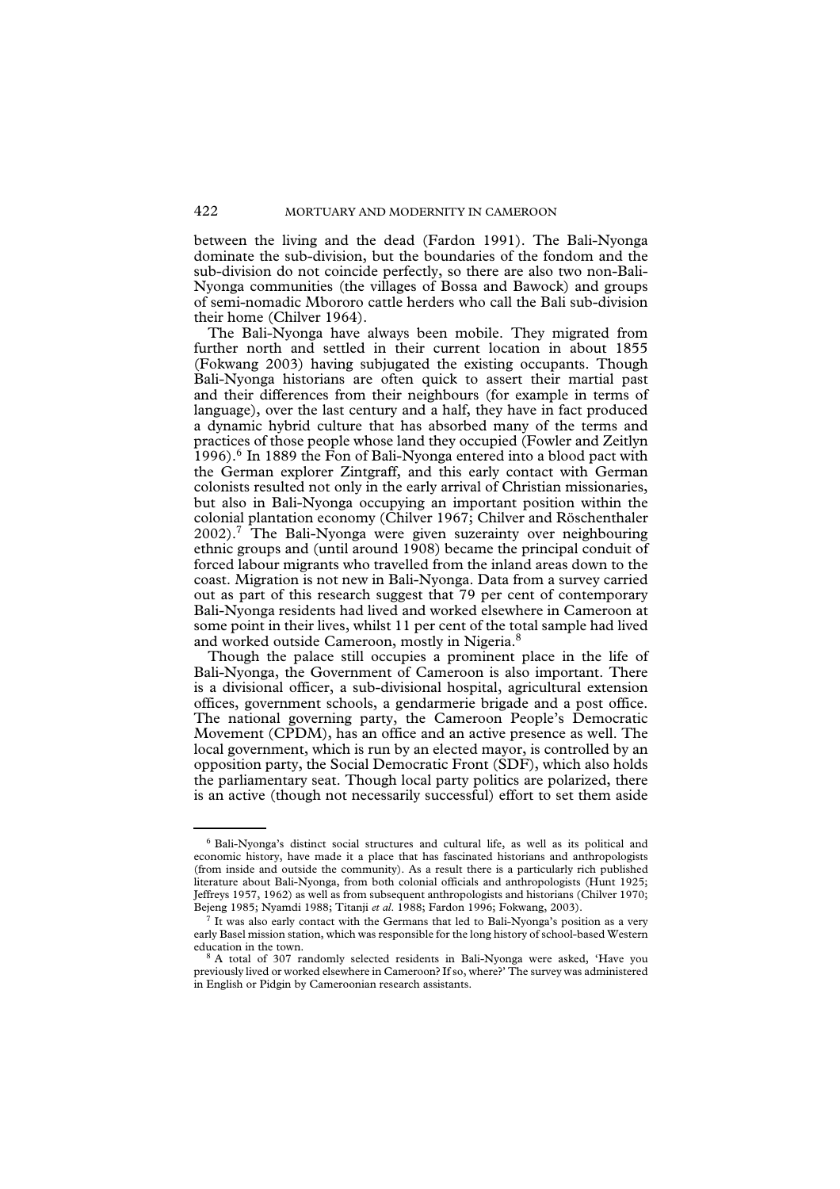between the living and the dead (Fardon 1991). The Bali-Nyonga dominate the sub-division, but the boundaries of the fondom and the sub-division do not coincide perfectly, so there are also two non-Bali-Nyonga communities (the villages of Bossa and Bawock) and groups of semi-nomadic Mbororo cattle herders who call the Bali sub-division their home (Chilver 1964).

The Bali-Nyonga have always been mobile. They migrated from further north and settled in their current location in about 1855 (Fokwang 2003) having subjugated the existing occupants. Though Bali-Nyonga historians are often quick to assert their martial past and their differences from their neighbours (for example in terms of language), over the last century and a half, they have in fact produced a dynamic hybrid culture that has absorbed many of the terms and practices of those people whose land they occupied (Fowler and Zeitlyn 1996).[6] In 1889 the Fon of Bali-Nyonga entered into a blood pact with the German explorer Zintgraff, and this early contact with German colonists resulted not only in the early arrival of Christian missionaries, but also in Bali-Nyonga occupying an important position within the colonial plantation economy (Chilver 1967; Chilver and Röschenthaler 2002).[7] The Bali-Nyonga were given suzerainty over neighbouring ethnic groups and (until around 1908) became the principal conduit of forced labour migrants who travelled from the inland areas down to the coast. Migration is not new in Bali-Nyonga. Data from a survey carried out as part of this research suggest that 79 per cent of contemporary Bali-Nyonga residents had lived and worked elsewhere in Cameroon at some point in their lives, whilst 11 per cent of the total sample had lived and worked outside Cameroon, mostly in Nigeria.[8]

Though the palace still occupies a prominent place in the life of Bali-Nyonga, the Government of Cameroon is also important. There is a divisional officer, a sub-divisional hospital, agricultural extension offices, government schools, a gendarmerie brigade and a post office. The national governing party, the Cameroon People's Democratic Movement (CPDM), has an office and an active presence as well. The local government, which is run by an elected mayor, is controlled by an opposition party, the Social Democratic Front (SDF), which also holds the parliamentary seat. Though local party politics are polarized, there is an active (though not necessarily successful) effort to set them aside

---

[6] Bali-Nyonga's distinct social structures and cultural life, as well as its political and economic history, have made it a place that has fascinated historians and anthropologists (from inside and outside the community). As a result there is a particularly rich published literature about Bali-Nyonga, from both colonial officials and anthropologists (Hunt 1925; Jeffreys 1957, 1962) as well as from subsequent anthropologists and historians (Chilver 1970; Bejeng 1985; Nyamdi 1988; Titanji *et al.* 1988; Fardon 1996; Fokwang, 2003).

[7] It was also early contact with the Germans that led to Bali-Nyonga's position as a very early Basel mission station, which was responsible for the long history of school-based Western education in the town.

[8] A total of 307 randomly selected residents in Bali-Nyonga were asked, 'Have you previously lived or worked elsewhere in Cameroon? If so, where?' The survey was administered in English or Pidgin by Cameroonian research assistants.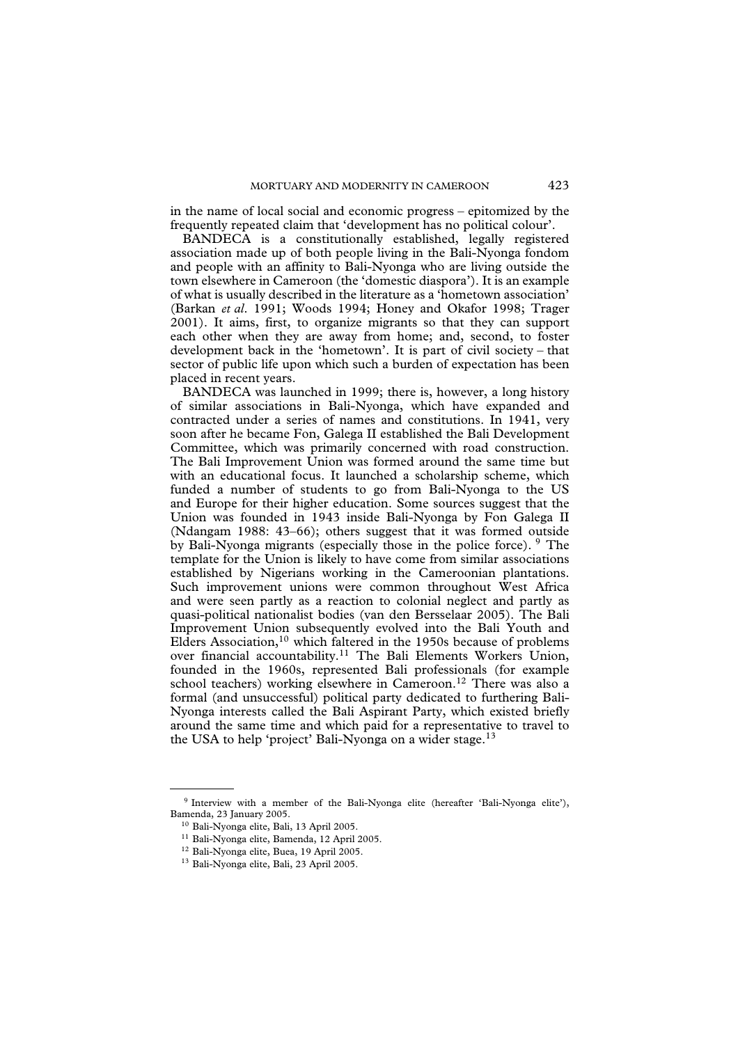in the name of local social and economic progress – epitomized by the frequently repeated claim that 'development has no political colour'.

BANDECA is a constitutionally established, legally registered association made up of both people living in the Bali-Nyonga fondom and people with an affinity to Bali-Nyonga who are living outside the town elsewhere in Cameroon (the 'domestic diaspora'). It is an example of what is usually described in the literature as a 'hometown association' (Barkan *et al.* 1991; Woods 1994; Honey and Okafor 1998; Trager 2001). It aims, first, to organize migrants so that they can support each other when they are away from home; and, second, to foster development back in the 'hometown'. It is part of civil society – that sector of public life upon which such a burden of expectation has been placed in recent years.

BANDECA was launched in 1999; there is, however, a long history of similar associations in Bali-Nyonga, which have expanded and contracted under a series of names and constitutions. In 1941, very soon after he became Fon, Galega II established the Bali Development Committee, which was primarily concerned with road construction. The Bali Improvement Union was formed around the same time but with an educational focus. It launched a scholarship scheme, which funded a number of students to go from Bali-Nyonga to the US and Europe for their higher education. Some sources suggest that the Union was founded in 1943 inside Bali-Nyonga by Fon Galega II (Ndangam 1988: 43–66); others suggest that it was formed outside by Bali-Nyonga migrants (especially those in the police force).[9] The template for the Union is likely to have come from similar associations established by Nigerians working in the Cameroonian plantations. Such improvement unions were common throughout West Africa and were seen partly as a reaction to colonial neglect and partly as quasi-political nationalist bodies (van den Bersselaar 2005). The Bali Improvement Union subsequently evolved into the Bali Youth and Elders Association,[10] which faltered in the 1950s because of problems over financial accountability.[11] The Bali Elements Workers Union, founded in the 1960s, represented Bali professionals (for example school teachers) working elsewhere in Cameroon.[12] There was also a formal (and unsuccessful) political party dedicated to furthering Bali-Nyonga interests called the Bali Aspirant Party, which existed briefly around the same time and which paid for a representative to travel to the USA to help 'project' Bali-Nyonga on a wider stage.[13]

---

[9] Interview with a member of the Bali-Nyonga elite (hereafter 'Bali-Nyonga elite'), Bamenda, 23 January 2005.

[10] Bali-Nyonga elite, Bali, 13 April 2005.

[11] Bali-Nyonga elite, Bamenda, 12 April 2005.

[12] Bali-Nyonga elite, Buea, 19 April 2005.

[13] Bali-Nyonga elite, Bali, 23 April 2005.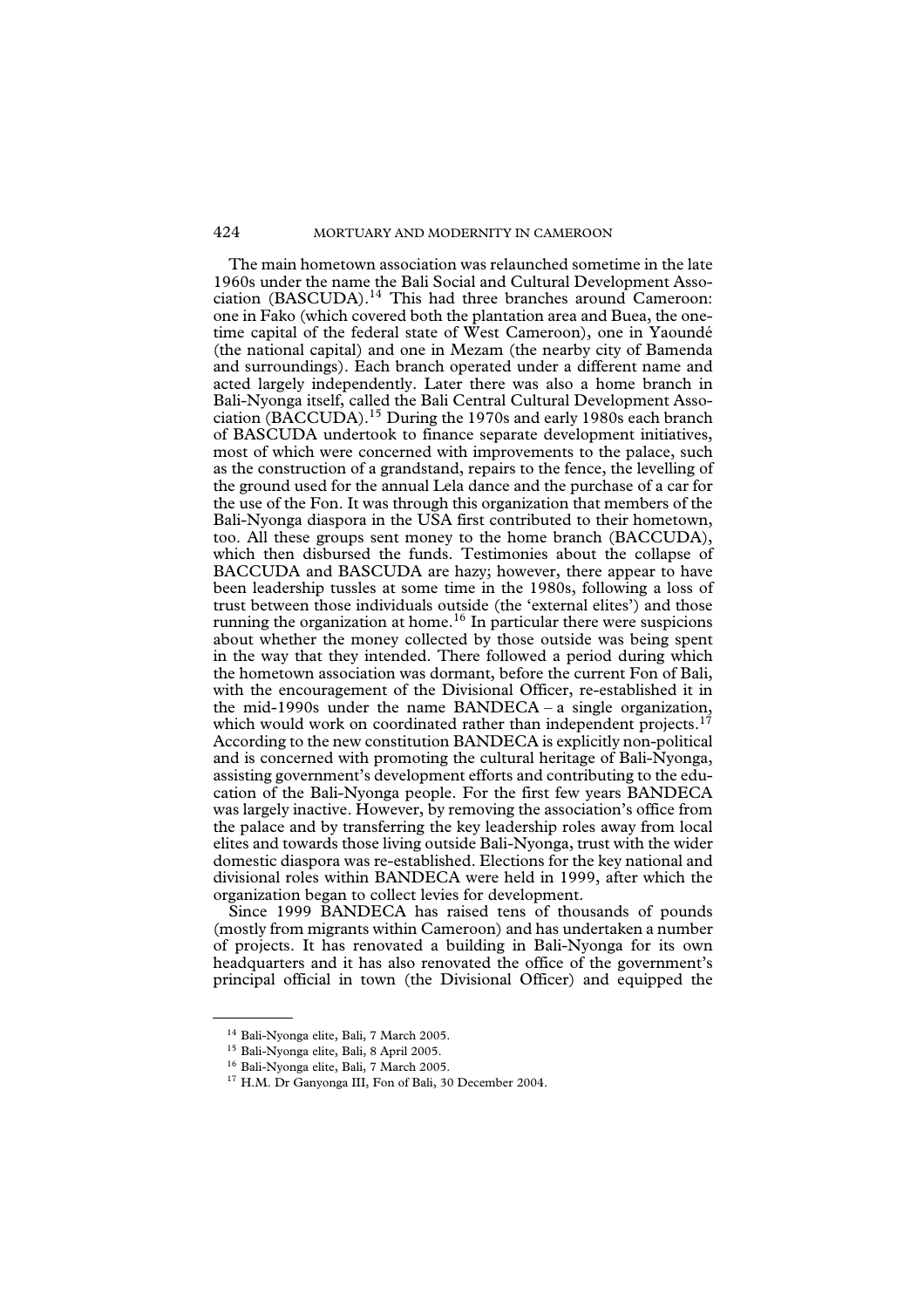The main hometown association was relaunched sometime in the late 1960s under the name the Bali Social and Cultural Development Association (BASCUDA).[14] This had three branches around Cameroon: one in Fako (which covered both the plantation area and Buea, the onetime capital of the federal state of West Cameroon), one in Yaoundé (the national capital) and one in Mezam (the nearby city of Bamenda and surroundings). Each branch operated under a different name and acted largely independently. Later there was also a home branch in Bali-Nyonga itself, called the Bali Central Cultural Development Association (BACCUDA).[15] During the 1970s and early 1980s each branch of BASCUDA undertook to finance separate development initiatives, most of which were concerned with improvements to the palace, such as the construction of a grandstand, repairs to the fence, the levelling of the ground used for the annual Lela dance and the purchase of a car for the use of the Fon. It was through this organization that members of the Bali-Nyonga diaspora in the USA first contributed to their hometown, too. All these groups sent money to the home branch (BACCUDA), which then disbursed the funds. Testimonies about the collapse of BACCUDA and BASCUDA are hazy; however, there appear to have been leadership tussles at some time in the 1980s, following a loss of trust between those individuals outside (the 'external elites') and those running the organization at home.[16] In particular there were suspicions about whether the money collected by those outside was being spent in the way that they intended. There followed a period during which the hometown association was dormant, before the current Fon of Bali, with the encouragement of the Divisional Officer, re-established it in the mid-1990s under the name BANDECA – a single organization, which would work on coordinated rather than independent projects.[17] According to the new constitution BANDECA is explicitly non-political and is concerned with promoting the cultural heritage of Bali-Nyonga, assisting government's development efforts and contributing to the education of the Bali-Nyonga people. For the first few years BANDECA was largely inactive. However, by removing the association's office from the palace and by transferring the key leadership roles away from local elites and towards those living outside Bali-Nyonga, trust with the wider domestic diaspora was re-established. Elections for the key national and divisional roles within BANDECA were held in 1999, after which the organization began to collect levies for development.

Since 1999 BANDECA has raised tens of thousands of pounds (mostly from migrants within Cameroon) and has undertaken a number of projects. It has renovated a building in Bali-Nyonga for its own headquarters and it has also renovated the office of the government's principal official in town (the Divisional Officer) and equipped the

---

[14] Bali-Nyonga elite, Bali, 7 March 2005.

[15] Bali-Nyonga elite, Bali, 8 April 2005.

[16] Bali-Nyonga elite, Bali, 7 March 2005.

[17] H.M. Dr Ganyonga III, Fon of Bali, 30 December 2004.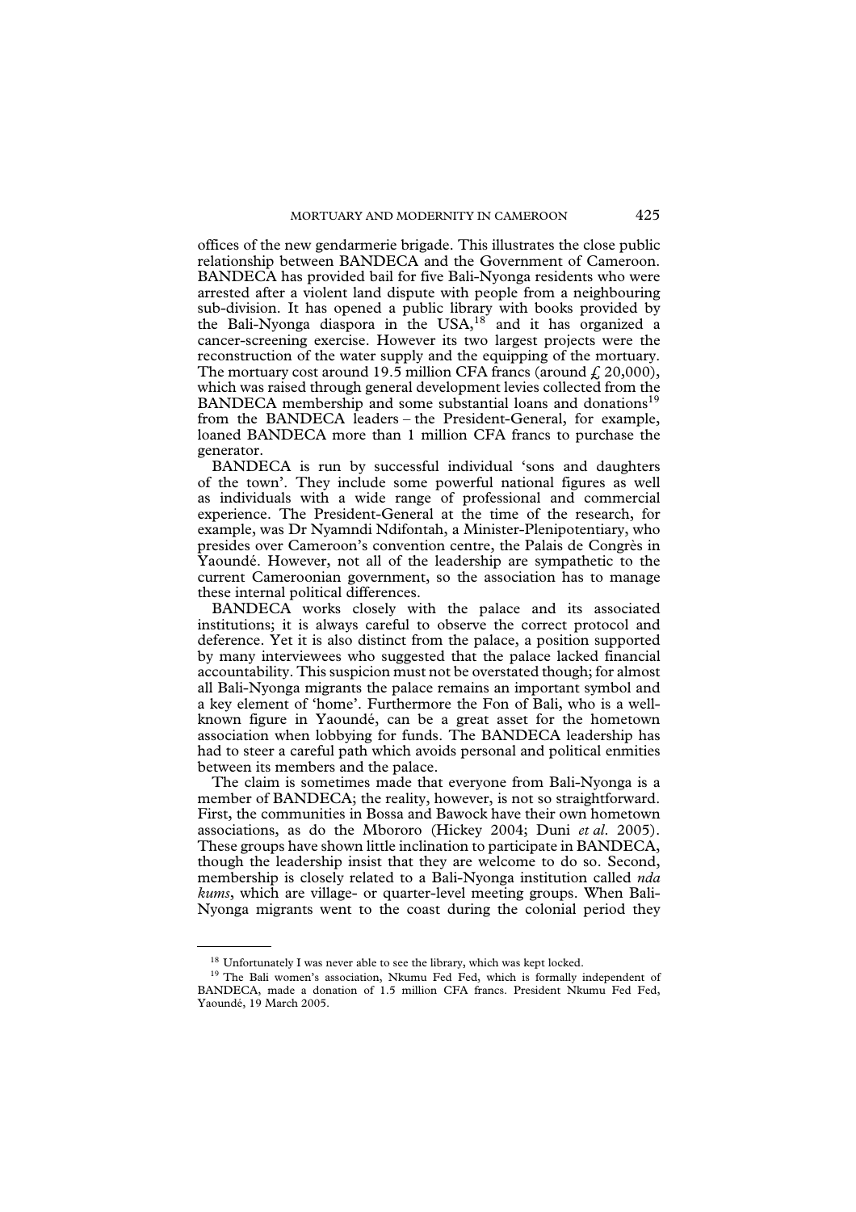offices of the new gendarmerie brigade. This illustrates the close public relationship between BANDECA and the Government of Cameroon. BANDECA has provided bail for five Bali-Nyonga residents who were arrested after a violent land dispute with people from a neighbouring sub-division. It has opened a public library with books provided by the Bali-Nyonga diaspora in the USA,[18] and it has organized a cancer-screening exercise. However its two largest projects were the reconstruction of the water supply and the equipping of the mortuary. The mortuary cost around 19.5 million CFA francs (around £ 20,000), which was raised through general development levies collected from the BANDECA membership and some substantial loans and donations[19] from the BANDECA leaders – the President-General, for example, loaned BANDECA more than 1 million CFA francs to purchase the generator.

BANDECA is run by successful individual 'sons and daughters of the town'. They include some powerful national figures as well as individuals with a wide range of professional and commercial experience. The President-General at the time of the research, for example, was Dr Nyamndi Ndifontah, a Minister-Plenipotentiary, who presides over Cameroon's convention centre, the Palais de Congrès in Yaoundé. However, not all of the leadership are sympathetic to the current Cameroonian government, so the association has to manage these internal political differences.

BANDECA works closely with the palace and its associated institutions; it is always careful to observe the correct protocol and deference. Yet it is also distinct from the palace, a position supported by many interviewees who suggested that the palace lacked financial accountability. This suspicion must not be overstated though; for almost all Bali-Nyonga migrants the palace remains an important symbol and a key element of 'home'. Furthermore the Fon of Bali, who is a well-known figure in Yaoundé, can be a great asset for the hometown association when lobbying for funds. The BANDECA leadership has had to steer a careful path which avoids personal and political enmities between its members and the palace.

The claim is sometimes made that everyone from Bali-Nyonga is a member of BANDECA; the reality, however, is not so straightforward. First, the communities in Bossa and Bawock have their own hometown associations, as do the Mbororo (Hickey 2004; Duni *et al*. 2005). These groups have shown little inclination to participate in BANDECA, though the leadership insist that they are welcome to do so. Second, membership is closely related to a Bali-Nyonga institution called *nda kums*, which are village- or quarter-level meeting groups. When Bali-Nyonga migrants went to the coast during the colonial period they

[18] Unfortunately I was never able to see the library, which was kept locked.

[19] The Bali women's association, Nkumu Fed Fed, which is formally independent of BANDECA, made a donation of 1.5 million CFA francs. President Nkumu Fed Fed, Yaoundé, 19 March 2005.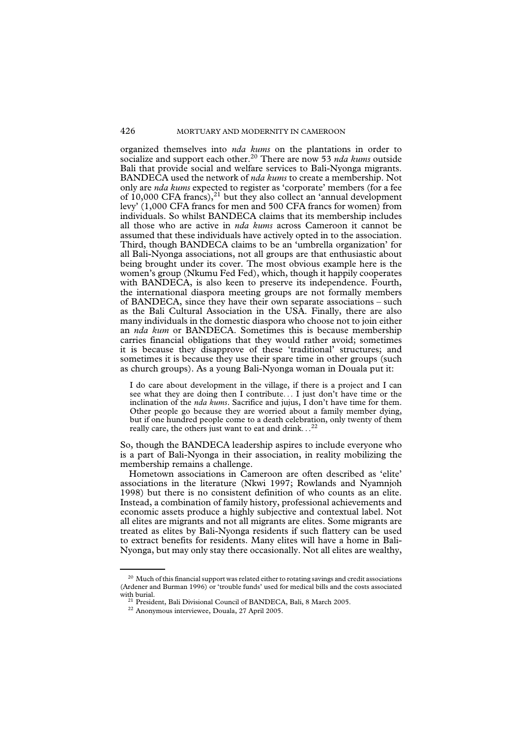organized themselves into *nda kums* on the plantations in order to socialize and support each other.[20] There are now 53 *nda kums* outside Bali that provide social and welfare services to Bali-Nyonga migrants. BANDECA used the network of *nda kums* to create a membership. Not only are *nda kums* expected to register as 'corporate' members (for a fee of 10,000 CFA francs),[21] but they also collect an 'annual development levy' (1,000 CFA francs for men and 500 CFA francs for women) from individuals. So whilst BANDECA claims that its membership includes all those who are active in *nda kums* across Cameroon it cannot be assumed that these individuals have actively opted in to the association. Third, though BANDECA claims to be an 'umbrella organization' for all Bali-Nyonga associations, not all groups are that enthusiastic about being brought under its cover. The most obvious example here is the women's group (Nkumu Fed Fed), which, though it happily cooperates with BANDECA, is also keen to preserve its independence. Fourth, the international diaspora meeting groups are not formally members of BANDECA, since they have their own separate associations – such as the Bali Cultural Association in the USA. Finally, there are also many individuals in the domestic diaspora who choose not to join either an *nda kum* or BANDECA. Sometimes this is because membership carries financial obligations that they would rather avoid; sometimes it is because they disapprove of these 'traditional' structures; and sometimes it is because they use their spare time in other groups (such as church groups). As a young Bali-Nyonga woman in Douala put it:

> I do care about development in the village, if there is a project and I can see what they are doing then I contribute... I just don't have time or the inclination of the *nda kums*. Sacrifice and jujus, I don't have time for them. Other people go because they are worried about a family member dying, but if one hundred people come to a death celebration, only twenty of them really care, the others just want to eat and drink...[22]

So, though the BANDECA leadership aspires to include everyone who is a part of Bali-Nyonga in their association, in reality mobilizing the membership remains a challenge.

Hometown associations in Cameroon are often described as 'elite' associations in the literature (Nkwi 1997; Rowlands and Nyamnjoh 1998) but there is no consistent definition of who counts as an elite. Instead, a combination of family history, professional achievements and economic assets produce a highly subjective and contextual label. Not all elites are migrants and not all migrants are elites. Some migrants are treated as elites by Bali-Nyonga residents if such flattery can be used to extract benefits for residents. Many elites will have a home in Bali-Nyonga, but may only stay there occasionally. Not all elites are wealthy,

---

[20] Much of this financial support was related either to rotating savings and credit associations (Ardener and Burman 1996) or 'trouble funds' used for medical bills and the costs associated with burial.

[21] President, Bali Divisional Council of BANDECA, Bali, 8 March 2005.

[22] Anonymous interviewee, Douala, 27 April 2005.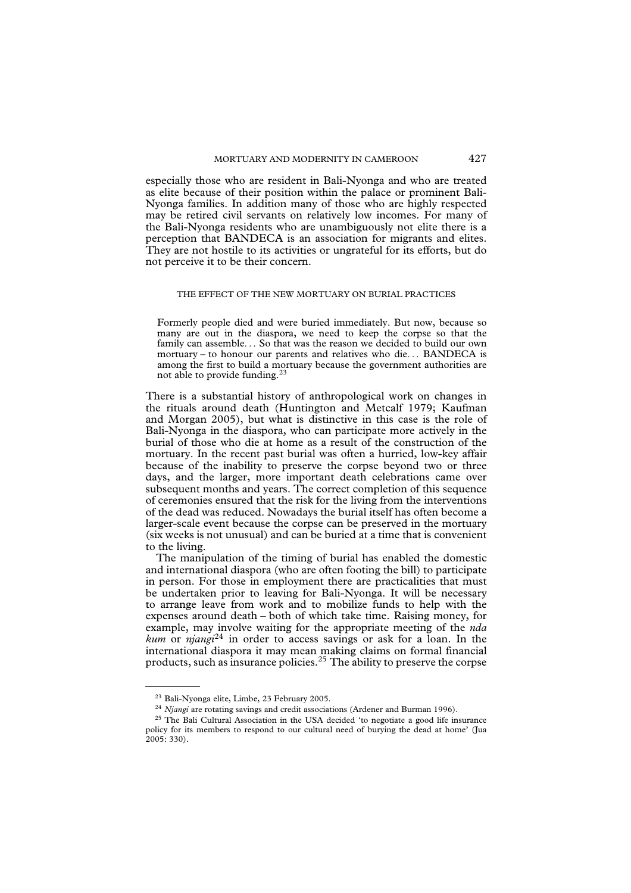especially those who are resident in Bali-Nyonga and who are treated as elite because of their position within the palace or prominent Bali-Nyonga families. In addition many of those who are highly respected may be retired civil servants on relatively low incomes. For many of the Bali-Nyonga residents who are unambiguously not elite there is a perception that BANDECA is an association for migrants and elites. They are not hostile to its activities or ungrateful for its efforts, but do not perceive it to be their concern.

## THE EFFECT OF THE NEW MORTUARY ON BURIAL PRACTICES

> Formerly people died and were buried immediately. But now, because so many are out in the diaspora, we need to keep the corpse so that the family can assemble... So that was the reason we decided to build our own mortuary – to honour our parents and relatives who die... BANDECA is among the first to build a mortuary because the government authorities are not able to provide funding.[23]

There is a substantial history of anthropological work on changes in the rituals around death (Huntington and Metcalf 1979; Kaufman and Morgan 2005), but what is distinctive in this case is the role of Bali-Nyonga in the diaspora, who can participate more actively in the burial of those who die at home as a result of the construction of the mortuary. In the recent past burial was often a hurried, low-key affair because of the inability to preserve the corpse beyond two or three days, and the larger, more important death celebrations came over subsequent months and years. The correct completion of this sequence of ceremonies ensured that the risk for the living from the interventions of the dead was reduced. Nowadays the burial itself has often become a larger-scale event because the corpse can be preserved in the mortuary (six weeks is not unusual) and can be buried at a time that is convenient to the living.

The manipulation of the timing of burial has enabled the domestic and international diaspora (who are often footing the bill) to participate in person. For those in employment there are practicalities that must be undertaken prior to leaving for Bali-Nyonga. It will be necessary to arrange leave from work and to mobilize funds to help with the expenses around death – both of which take time. Raising money, for example, may involve waiting for the appropriate meeting of the *nda kum* or *njangi*[24] in order to access savings or ask for a loan. In the international diaspora it may mean making claims on formal financial products, such as insurance policies.[25] The ability to preserve the corpse

---

[23] Bali-Nyonga elite, Limbe, 23 February 2005.

[24] *Njangi* are rotating savings and credit associations (Ardener and Burman 1996).

[25] The Bali Cultural Association in the USA decided 'to negotiate a good life insurance policy for its members to respond to our cultural need of burying the dead at home' (Jua 2005: 330).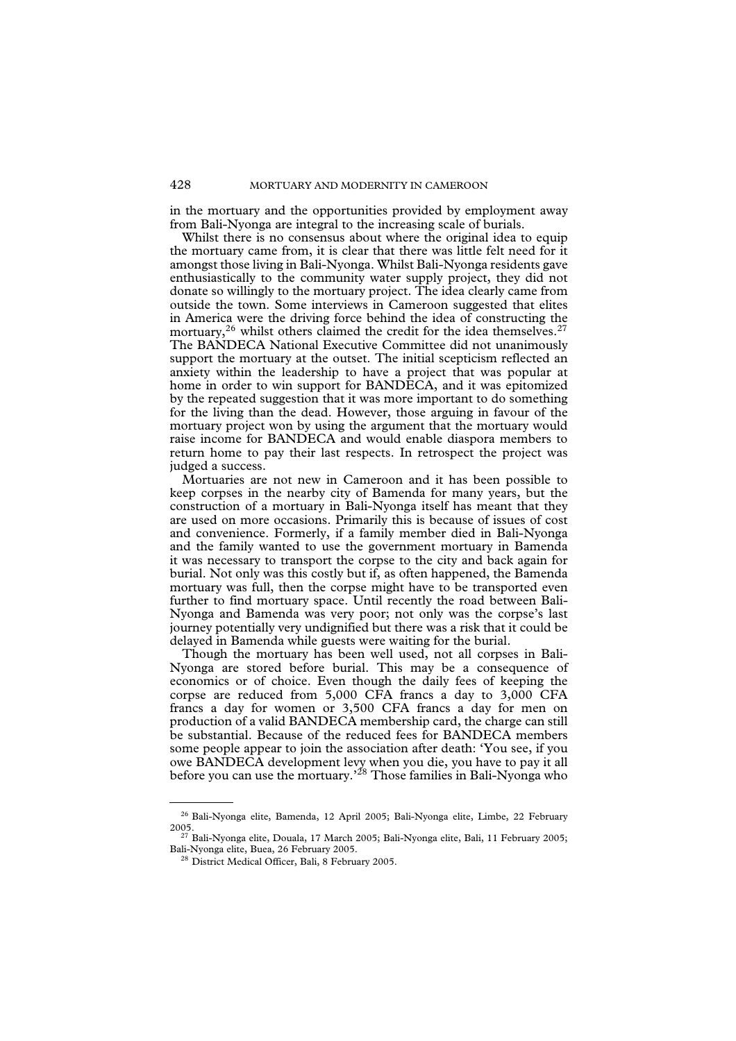in the mortuary and the opportunities provided by employment away from Bali-Nyonga are integral to the increasing scale of burials.

Whilst there is no consensus about where the original idea to equip the mortuary came from, it is clear that there was little felt need for it amongst those living in Bali-Nyonga. Whilst Bali-Nyonga residents gave enthusiastically to the community water supply project, they did not donate so willingly to the mortuary project. The idea clearly came from outside the town. Some interviews in Cameroon suggested that elites in America were the driving force behind the idea of constructing the mortuary,[26] whilst others claimed the credit for the idea themselves.[27] The BANDECA National Executive Committee did not unanimously support the mortuary at the outset. The initial scepticism reflected an anxiety within the leadership to have a project that was popular at home in order to win support for BANDECA, and it was epitomized by the repeated suggestion that it was more important to do something for the living than the dead. However, those arguing in favour of the mortuary project won by using the argument that the mortuary would raise income for BANDECA and would enable diaspora members to return home to pay their last respects. In retrospect the project was judged a success.

Mortuaries are not new in Cameroon and it has been possible to keep corpses in the nearby city of Bamenda for many years, but the construction of a mortuary in Bali-Nyonga itself has meant that they are used on more occasions. Primarily this is because of issues of cost and convenience. Formerly, if a family member died in Bali-Nyonga and the family wanted to use the government mortuary in Bamenda it was necessary to transport the corpse to the city and back again for burial. Not only was this costly but if, as often happened, the Bamenda mortuary was full, then the corpse might have to be transported even further to find mortuary space. Until recently the road between Bali-Nyonga and Bamenda was very poor; not only was the corpse's last journey potentially very undignified but there was a risk that it could be delayed in Bamenda while guests were waiting for the burial.

Though the mortuary has been well used, not all corpses in Bali-Nyonga are stored before burial. This may be a consequence of economics or of choice. Even though the daily fees of keeping the corpse are reduced from 5,000 CFA francs a day to 3,000 CFA francs a day for women or 3,500 CFA francs a day for men on production of a valid BANDECA membership card, the charge can still be substantial. Because of the reduced fees for BANDECA members some people appear to join the association after death: 'You see, if you owe BANDECA development levy when you die, you have to pay it all before you can use the mortuary.'[28] Those families in Bali-Nyonga who

---

[26] Bali-Nyonga elite, Bamenda, 12 April 2005; Bali-Nyonga elite, Limbe, 22 February 2005.

[27] Bali-Nyonga elite, Douala, 17 March 2005; Bali-Nyonga elite, Bali, 11 February 2005; Bali-Nyonga elite, Buea, 26 February 2005.

[28] District Medical Officer, Bali, 8 February 2005.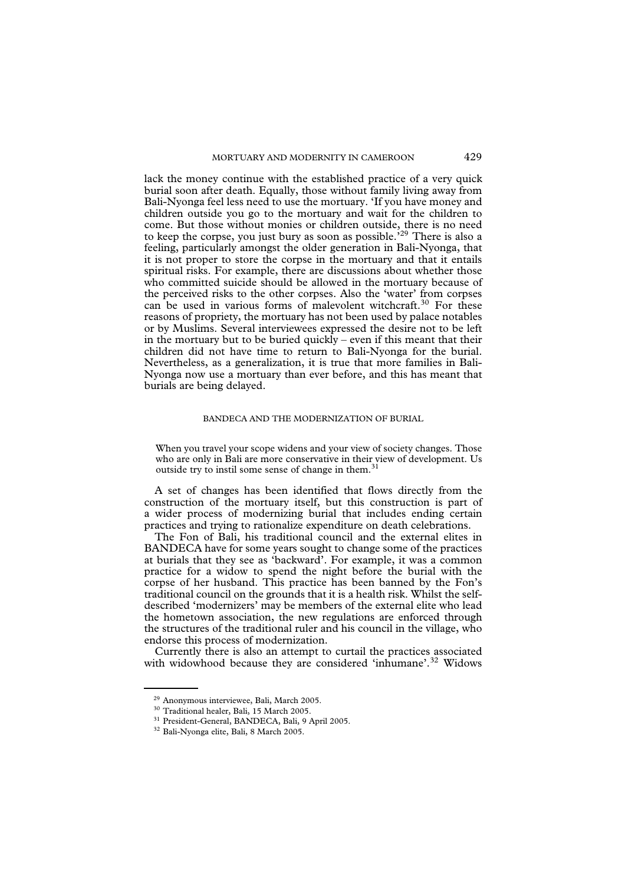lack the money continue with the established practice of a very quick burial soon after death. Equally, those without family living away from Bali-Nyonga feel less need to use the mortuary. 'If you have money and children outside you go to the mortuary and wait for the children to come. But those without monies or children outside, there is no need to keep the corpse, you just bury as soon as possible.'[29] There is also a feeling, particularly amongst the older generation in Bali-Nyonga, that it is not proper to store the corpse in the mortuary and that it entails spiritual risks. For example, there are discussions about whether those who committed suicide should be allowed in the mortuary because of the perceived risks to the other corpses. Also the 'water' from corpses can be used in various forms of malevolent witchcraft.[30] For these reasons of propriety, the mortuary has not been used by palace notables or by Muslims. Several interviewees expressed the desire not to be left in the mortuary but to be buried quickly – even if this meant that their children did not have time to return to Bali-Nyonga for the burial. Nevertheless, as a generalization, it is true that more families in Bali-Nyonga now use a mortuary than ever before, and this has meant that burials are being delayed.

## BANDECA AND THE MODERNIZATION OF BURIAL

> When you travel your scope widens and your view of society changes. Those who are only in Bali are more conservative in their view of development. Us outside try to instil some sense of change in them.[31]

A set of changes has been identified that flows directly from the construction of the mortuary itself, but this construction is part of a wider process of modernizing burial that includes ending certain practices and trying to rationalize expenditure on death celebrations.

The Fon of Bali, his traditional council and the external elites in BANDECA have for some years sought to change some of the practices at burials that they see as 'backward'. For example, it was a common practice for a widow to spend the night before the burial with the corpse of her husband. This practice has been banned by the Fon's traditional council on the grounds that it is a health risk. Whilst the self-described 'modernizers' may be members of the external elite who lead the hometown association, the new regulations are enforced through the structures of the traditional ruler and his council in the village, who endorse this process of modernization.

Currently there is also an attempt to curtail the practices associated with widowhood because they are considered 'inhumane'.[32] Widows

---

[29] Anonymous interviewee, Bali, March 2005.

[30] Traditional healer, Bali, 15 March 2005.

[31] President-General, BANDECA, Bali, 9 April 2005.

[32] Bali-Nyonga elite, Bali, 8 March 2005.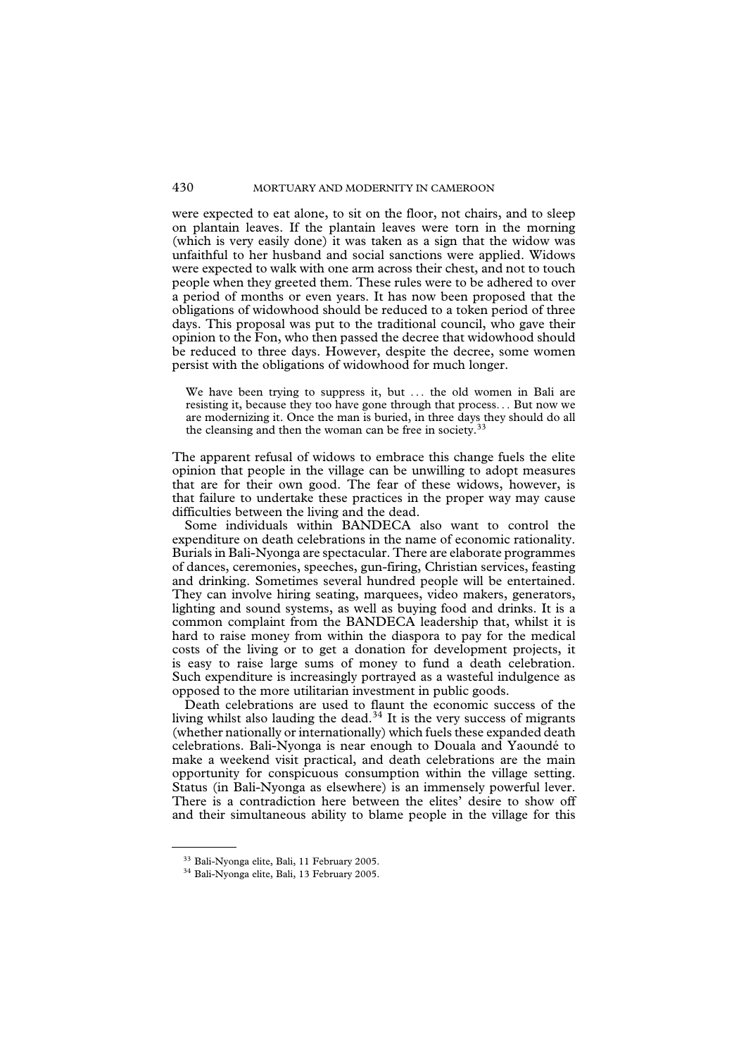were expected to eat alone, to sit on the floor, not chairs, and to sleep on plantain leaves. If the plantain leaves were torn in the morning (which is very easily done) it was taken as a sign that the widow was unfaithful to her husband and social sanctions were applied. Widows were expected to walk with one arm across their chest, and not to touch people when they greeted them. These rules were to be adhered to over a period of months or even years. It has now been proposed that the obligations of widowhood should be reduced to a token period of three days. This proposal was put to the traditional council, who gave their opinion to the Fon, who then passed the decree that widowhood should be reduced to three days. However, despite the decree, some women persist with the obligations of widowhood for much longer.

> We have been trying to suppress it, but … the old women in Bali are resisting it, because they too have gone through that process… But now we are modernizing it. Once the man is buried, in three days they should do all the cleansing and then the woman can be free in society.[33]

The apparent refusal of widows to embrace this change fuels the elite opinion that people in the village can be unwilling to adopt measures that are for their own good. The fear of these widows, however, is that failure to undertake these practices in the proper way may cause difficulties between the living and the dead.

Some individuals within BANDECA also want to control the expenditure on death celebrations in the name of economic rationality. Burials in Bali-Nyonga are spectacular. There are elaborate programmes of dances, ceremonies, speeches, gun-firing, Christian services, feasting and drinking. Sometimes several hundred people will be entertained. They can involve hiring seating, marquees, video makers, generators, lighting and sound systems, as well as buying food and drinks. It is a common complaint from the BANDECA leadership that, whilst it is hard to raise money from within the diaspora to pay for the medical costs of the living or to get a donation for development projects, it is easy to raise large sums of money to fund a death celebration. Such expenditure is increasingly portrayed as a wasteful indulgence as opposed to the more utilitarian investment in public goods.

Death celebrations are used to flaunt the economic success of the living whilst also lauding the dead.[34] It is the very success of migrants (whether nationally or internationally) which fuels these expanded death celebrations. Bali-Nyonga is near enough to Douala and Yaoundé to make a weekend visit practical, and death celebrations are the main opportunity for conspicuous consumption within the village setting. Status (in Bali-Nyonga as elsewhere) is an immensely powerful lever. There is a contradiction here between the elites' desire to show off and their simultaneous ability to blame people in the village for this

---

[33] Bali-Nyonga elite, Bali, 11 February 2005.

[34] Bali-Nyonga elite, Bali, 13 February 2005.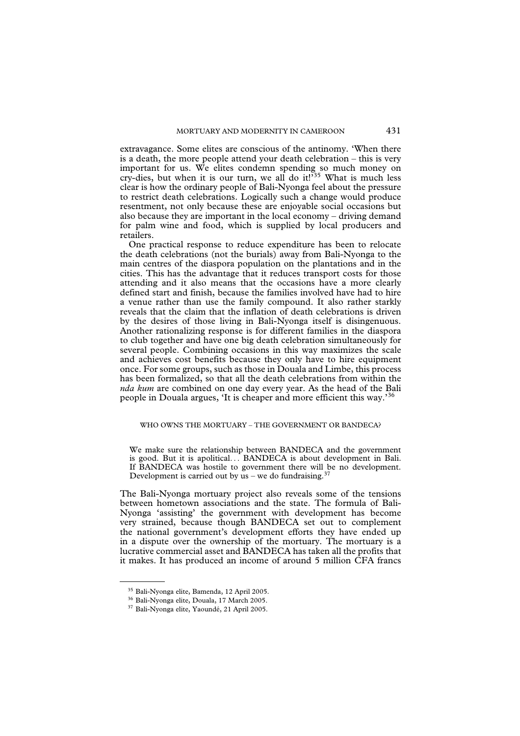extravagance. Some elites are conscious of the antinomy. 'When there is a death, the more people attend your death celebration – this is very important for us. We elites condemn spending so much money on cry-dies, but when it is our turn, we all do it!'[35] What is much less clear is how the ordinary people of Bali-Nyonga feel about the pressure to restrict death celebrations. Logically such a change would produce resentment, not only because these are enjoyable social occasions but also because they are important in the local economy – driving demand for palm wine and food, which is supplied by local producers and retailers.

One practical response to reduce expenditure has been to relocate the death celebrations (not the burials) away from Bali-Nyonga to the main centres of the diaspora population on the plantations and in the cities. This has the advantage that it reduces transport costs for those attending and it also means that the occasions have a more clearly defined start and finish, because the families involved have had to hire a venue rather than use the family compound. It also rather starkly reveals that the claim that the inflation of death celebrations is driven by the desires of those living in Bali-Nyonga itself is disingenuous. Another rationalizing response is for different families in the diaspora to club together and have one big death celebration simultaneously for several people. Combining occasions in this way maximizes the scale and achieves cost benefits because they only have to hire equipment once. For some groups, such as those in Douala and Limbe, this process has been formalized, so that all the death celebrations from within the *nda kum* are combined on one day every year. As the head of the Bali people in Douala argues, 'It is cheaper and more efficient this way.'[36]

## WHO OWNS THE MORTUARY – THE GOVERNMENT OR BANDECA?

> We make sure the relationship between BANDECA and the government is good. But it is apolitical… BANDECA is about development in Bali. If BANDECA was hostile to government there will be no development. Development is carried out by us – we do fundraising.[37]

The Bali-Nyonga mortuary project also reveals some of the tensions between hometown associations and the state. The formula of Bali-Nyonga 'assisting' the government with development has become very strained, because though BANDECA set out to complement the national government's development efforts they have ended up in a dispute over the ownership of the mortuary. The mortuary is a lucrative commercial asset and BANDECA has taken all the profits that it makes. It has produced an income of around 5 million CFA francs

---

[35] Bali-Nyonga elite, Bamenda, 12 April 2005.

[36] Bali-Nyonga elite, Douala, 17 March 2005.

[37] Bali-Nyonga elite, Yaoundé, 21 April 2005.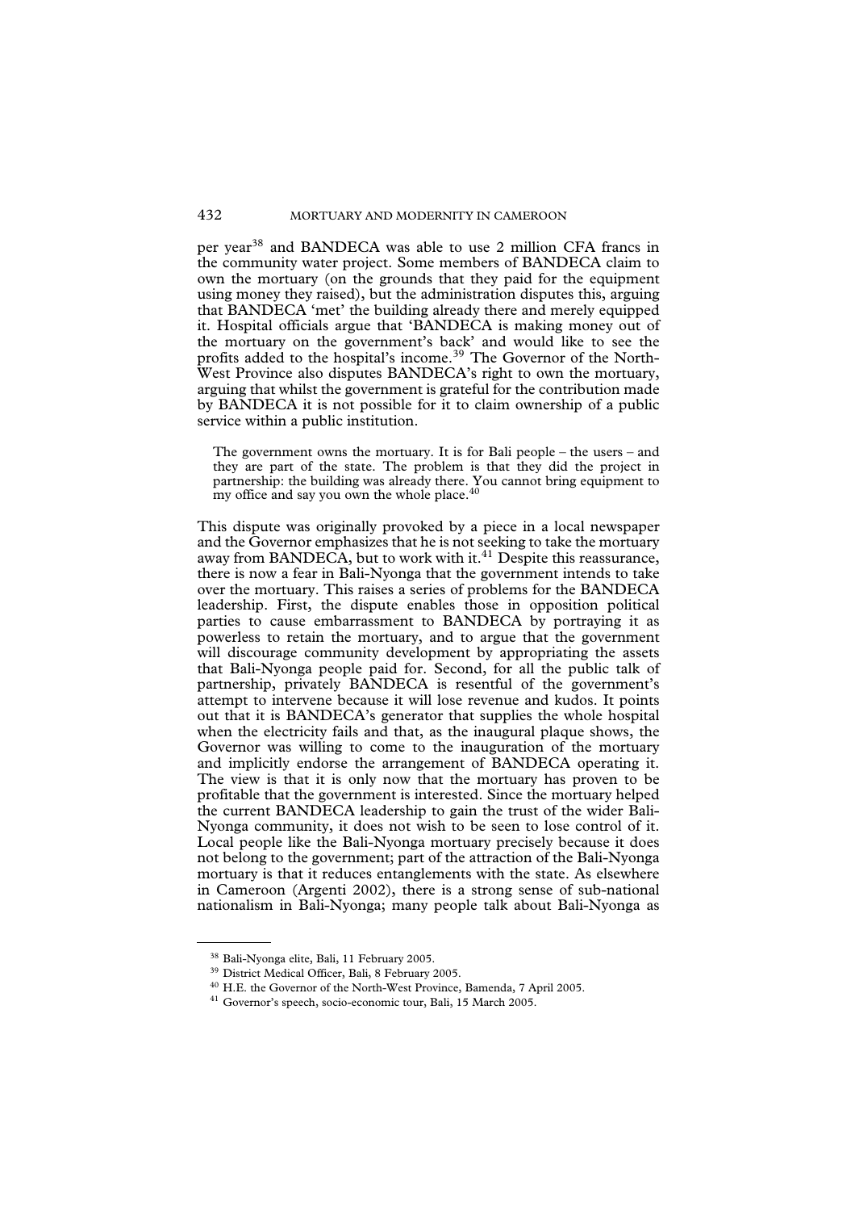per year[38] and BANDECA was able to use 2 million CFA francs in the community water project. Some members of BANDECA claim to own the mortuary (on the grounds that they paid for the equipment using money they raised), but the administration disputes this, arguing that BANDECA 'met' the building already there and merely equipped it. Hospital officials argue that 'BANDECA is making money out of the mortuary on the government's back' and would like to see the profits added to the hospital's income.[39] The Governor of the North-West Province also disputes BANDECA's right to own the mortuary, arguing that whilst the government is grateful for the contribution made by BANDECA it is not possible for it to claim ownership of a public service within a public institution.

> The government owns the mortuary. It is for Bali people – the users – and they are part of the state. The problem is that they did the project in partnership: the building was already there. You cannot bring equipment to my office and say you own the whole place.[40]

This dispute was originally provoked by a piece in a local newspaper and the Governor emphasizes that he is not seeking to take the mortuary away from BANDECA, but to work with it.[41] Despite this reassurance, there is now a fear in Bali-Nyonga that the government intends to take over the mortuary. This raises a series of problems for the BANDECA leadership. First, the dispute enables those in opposition political parties to cause embarrassment to BANDECA by portraying it as powerless to retain the mortuary, and to argue that the government will discourage community development by appropriating the assets that Bali-Nyonga people paid for. Second, for all the public talk of partnership, privately BANDECA is resentful of the government's attempt to intervene because it will lose revenue and kudos. It points out that it is BANDECA's generator that supplies the whole hospital when the electricity fails and that, as the inaugural plaque shows, the Governor was willing to come to the inauguration of the mortuary and implicitly endorse the arrangement of BANDECA operating it. The view is that it is only now that the mortuary has proven to be profitable that the government is interested. Since the mortuary helped the current BANDECA leadership to gain the trust of the wider Bali-Nyonga community, it does not wish to be seen to lose control of it. Local people like the Bali-Nyonga mortuary precisely because it does not belong to the government; part of the attraction of the Bali-Nyonga mortuary is that it reduces entanglements with the state. As elsewhere in Cameroon (Argenti 2002), there is a strong sense of sub-national nationalism in Bali-Nyonga; many people talk about Bali-Nyonga as

---

[38] Bali-Nyonga elite, Bali, 11 February 2005.

[39] District Medical Officer, Bali, 8 February 2005.

[40] H.E. the Governor of the North-West Province, Bamenda, 7 April 2005.

[41] Governor's speech, socio-economic tour, Bali, 15 March 2005.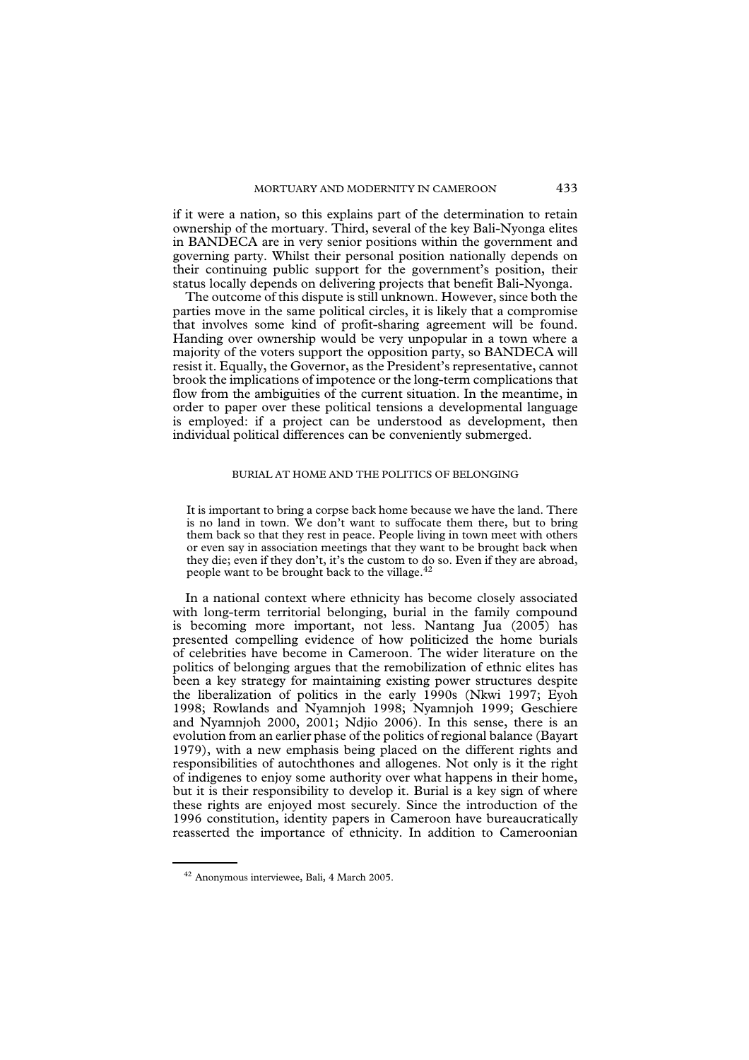if it were a nation, so this explains part of the determination to retain ownership of the mortuary. Third, several of the key Bali-Nyonga elites in BANDECA are in very senior positions within the government and governing party. Whilst their personal position nationally depends on their continuing public support for the government's position, their status locally depends on delivering projects that benefit Bali-Nyonga.

The outcome of this dispute is still unknown. However, since both the parties move in the same political circles, it is likely that a compromise that involves some kind of profit-sharing agreement will be found. Handing over ownership would be very unpopular in a town where a majority of the voters support the opposition party, so BANDECA will resist it. Equally, the Governor, as the President's representative, cannot brook the implications of impotence or the long-term complications that flow from the ambiguities of the current situation. In the meantime, in order to paper over these political tensions a developmental language is employed: if a project can be understood as development, then individual political differences can be conveniently submerged.

## BURIAL AT HOME AND THE POLITICS OF BELONGING

> It is important to bring a corpse back home because we have the land. There is no land in town. We don't want to suffocate them there, but to bring them back so that they rest in peace. People living in town meet with others or even say in association meetings that they want to be brought back when they die; even if they don't, it's the custom to do so. Even if they are abroad, people want to be brought back to the village.[42]

In a national context where ethnicity has become closely associated with long-term territorial belonging, burial in the family compound is becoming more important, not less. Nantang Jua (2005) has presented compelling evidence of how politicized the home burials of celebrities have become in Cameroon. The wider literature on the politics of belonging argues that the remobilization of ethnic elites has been a key strategy for maintaining existing power structures despite the liberalization of politics in the early 1990s (Nkwi 1997; Eyoh 1998; Rowlands and Nyamnjoh 1998; Nyamnjoh 1999; Geschiere and Nyamnjoh 2000, 2001; Ndjio 2006). In this sense, there is an evolution from an earlier phase of the politics of regional balance (Bayart 1979), with a new emphasis being placed on the different rights and responsibilities of autochthones and allogenes. Not only is it the right of indigenes to enjoy some authority over what happens in their home, but it is their responsibility to develop it. Burial is a key sign of where these rights are enjoyed most securely. Since the introduction of the 1996 constitution, identity papers in Cameroon have bureaucratically reasserted the importance of ethnicity. In addition to Cameroonian

[42] Anonymous interviewee, Bali, 4 March 2005.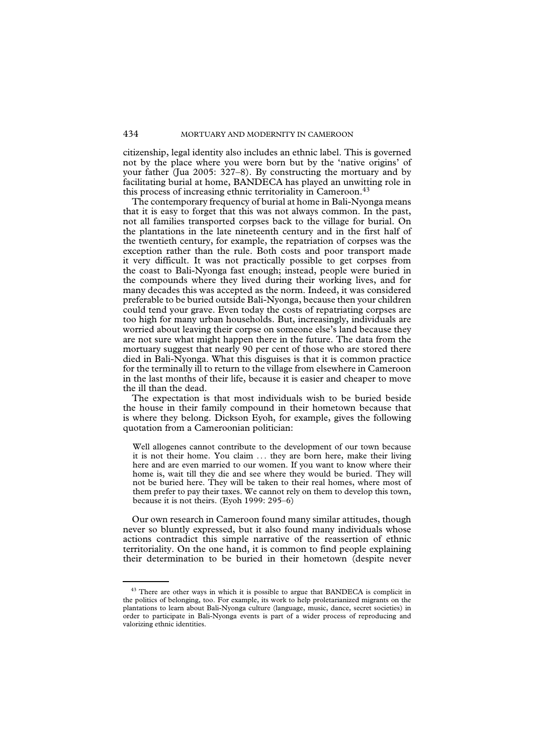citizenship, legal identity also includes an ethnic label. This is governed not by the place where you were born but by the 'native origins' of your father (Jua 2005: 327–8). By constructing the mortuary and by facilitating burial at home, BANDECA has played an unwitting role in this process of increasing ethnic territoriality in Cameroon.[43]

The contemporary frequency of burial at home in Bali-Nyonga means that it is easy to forget that this was not always common. In the past, not all families transported corpses back to the village for burial. On the plantations in the late nineteenth century and in the first half of the twentieth century, for example, the repatriation of corpses was the exception rather than the rule. Both costs and poor transport made it very difficult. It was not practically possible to get corpses from the coast to Bali-Nyonga fast enough; instead, people were buried in the compounds where they lived during their working lives, and for many decades this was accepted as the norm. Indeed, it was considered preferable to be buried outside Bali-Nyonga, because then your children could tend your grave. Even today the costs of repatriating corpses are too high for many urban households. But, increasingly, individuals are worried about leaving their corpse on someone else's land because they are not sure what might happen there in the future. The data from the mortuary suggest that nearly 90 per cent of those who are stored there died in Bali-Nyonga. What this disguises is that it is common practice for the terminally ill to return to the village from elsewhere in Cameroon in the last months of their life, because it is easier and cheaper to move the ill than the dead.

The expectation is that most individuals wish to be buried beside the house in their family compound in their hometown because that is where they belong. Dickson Eyoh, for example, gives the following quotation from a Cameroonian politician:

> Well allogenes cannot contribute to the development of our town because it is not their home. You claim … they are born here, make their living here and are even married to our women. If you want to know where their home is, wait till they die and see where they would be buried. They will not be buried here. They will be taken to their real homes, where most of them prefer to pay their taxes. We cannot rely on them to develop this town, because it is not theirs. (Eyoh 1999: 295–6)

Our own research in Cameroon found many similar attitudes, though never so bluntly expressed, but it also found many individuals whose actions contradict this simple narrative of the reassertion of ethnic territoriality. On the one hand, it is common to find people explaining their determination to be buried in their hometown (despite never

---

[43] There are other ways in which it is possible to argue that BANDECA is complicit in the politics of belonging, too. For example, its work to help proletarianized migrants on the plantations to learn about Bali-Nyonga culture (language, music, dance, secret societies) in order to participate in Bali-Nyonga events is part of a wider process of reproducing and valorizing ethnic identities.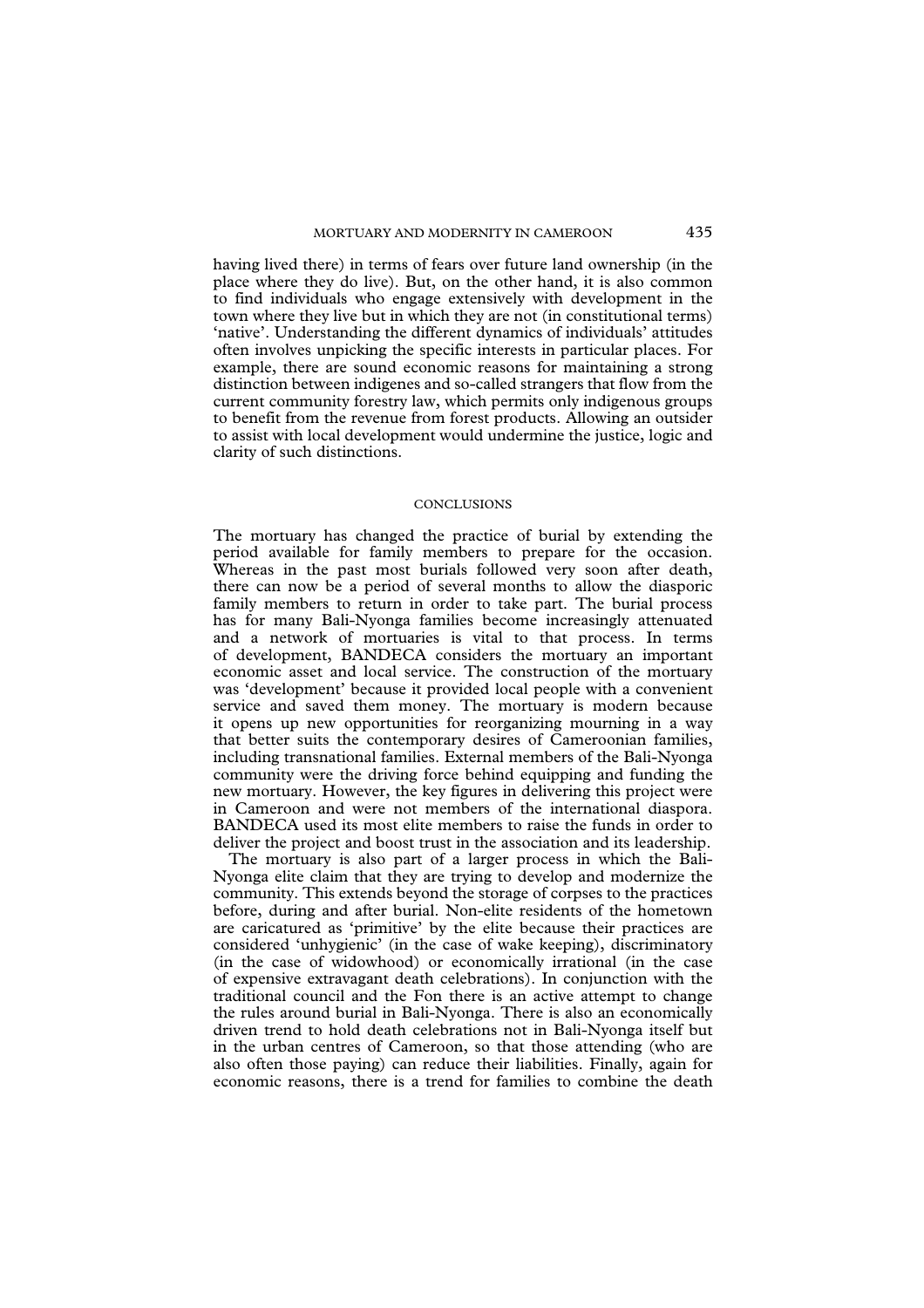having lived there) in terms of fears over future land ownership (in the place where they do live). But, on the other hand, it is also common to find individuals who engage extensively with development in the town where they live but in which they are not (in constitutional terms) 'native'. Understanding the different dynamics of individuals' attitudes often involves unpicking the specific interests in particular places. For example, there are sound economic reasons for maintaining a strong distinction between indigenes and so-called strangers that flow from the current community forestry law, which permits only indigenous groups to benefit from the revenue from forest products. Allowing an outsider to assist with local development would undermine the justice, logic and clarity of such distinctions.

## CONCLUSIONS

The mortuary has changed the practice of burial by extending the period available for family members to prepare for the occasion. Whereas in the past most burials followed very soon after death, there can now be a period of several months to allow the diasporic family members to return in order to take part. The burial process has for many Bali-Nyonga families become increasingly attenuated and a network of mortuaries is vital to that process. In terms of development, BANDECA considers the mortuary an important economic asset and local service. The construction of the mortuary was 'development' because it provided local people with a convenient service and saved them money. The mortuary is modern because it opens up new opportunities for reorganizing mourning in a way that better suits the contemporary desires of Cameroonian families, including transnational families. External members of the Bali-Nyonga community were the driving force behind equipping and funding the new mortuary. However, the key figures in delivering this project were in Cameroon and were not members of the international diaspora. BANDECA used its most elite members to raise the funds in order to deliver the project and boost trust in the association and its leadership.

The mortuary is also part of a larger process in which the Bali-Nyonga elite claim that they are trying to develop and modernize the community. This extends beyond the storage of corpses to the practices before, during and after burial. Non-elite residents of the hometown are caricatured as 'primitive' by the elite because their practices are considered 'unhygienic' (in the case of wake keeping), discriminatory (in the case of widowhood) or economically irrational (in the case of expensive extravagant death celebrations). In conjunction with the traditional council and the Fon there is an active attempt to change the rules around burial in Bali-Nyonga. There is also an economically driven trend to hold death celebrations not in Bali-Nyonga itself but in the urban centres of Cameroon, so that those attending (who are also often those paying) can reduce their liabilities. Finally, again for economic reasons, there is a trend for families to combine the death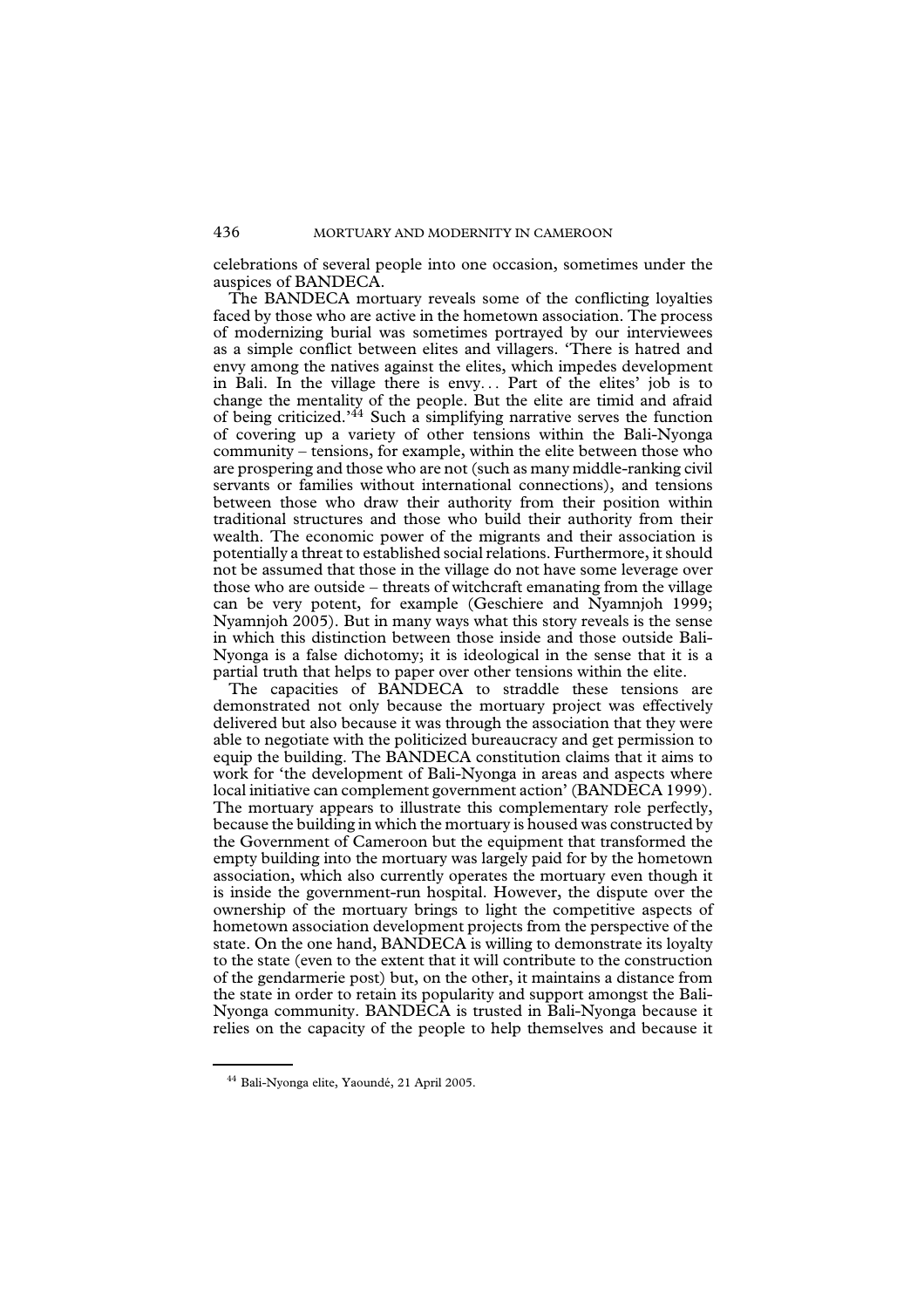celebrations of several people into one occasion, sometimes under the auspices of BANDECA.

The BANDECA mortuary reveals some of the conflicting loyalties faced by those who are active in the hometown association. The process of modernizing burial was sometimes portrayed by our interviewees as a simple conflict between elites and villagers. 'There is hatred and envy among the natives against the elites, which impedes development in Bali. In the village there is envy... Part of the elites' job is to change the mentality of the people. But the elite are timid and afraid of being criticized.'[44] Such a simplifying narrative serves the function of covering up a variety of other tensions within the Bali-Nyonga community – tensions, for example, within the elite between those who are prospering and those who are not (such as many middle-ranking civil servants or families without international connections), and tensions between those who draw their authority from their position within traditional structures and those who build their authority from their wealth. The economic power of the migrants and their association is potentially a threat to established social relations. Furthermore, it should not be assumed that those in the village do not have some leverage over those who are outside – threats of witchcraft emanating from the village can be very potent, for example (Geschiere and Nyamnjoh 1999; Nyamnjoh 2005). But in many ways what this story reveals is the sense in which this distinction between those inside and those outside Bali-Nyonga is a false dichotomy; it is ideological in the sense that it is a partial truth that helps to paper over other tensions within the elite.

The capacities of BANDECA to straddle these tensions are demonstrated not only because the mortuary project was effectively delivered but also because it was through the association that they were able to negotiate with the politicized bureaucracy and get permission to equip the building. The BANDECA constitution claims that it aims to work for 'the development of Bali-Nyonga in areas and aspects where local initiative can complement government action' (BANDECA 1999). The mortuary appears to illustrate this complementary role perfectly, because the building in which the mortuary is housed was constructed by the Government of Cameroon but the equipment that transformed the empty building into the mortuary was largely paid for by the hometown association, which also currently operates the mortuary even though it is inside the government-run hospital. However, the dispute over the ownership of the mortuary brings to light the competitive aspects of hometown association development projects from the perspective of the state. On the one hand, BANDECA is willing to demonstrate its loyalty to the state (even to the extent that it will contribute to the construction of the gendarmerie post) but, on the other, it maintains a distance from the state in order to retain its popularity and support amongst the Bali-Nyonga community. BANDECA is trusted in Bali-Nyonga because it relies on the capacity of the people to help themselves and because it

[44] Bali-Nyonga elite, Yaoundé, 21 April 2005.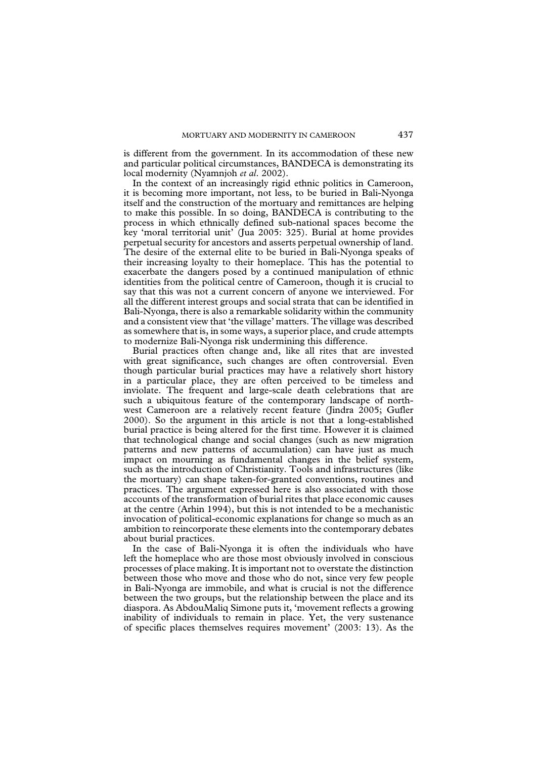is different from the government. In its accommodation of these new and particular political circumstances, BANDECA is demonstrating its local modernity (Nyamnjoh *et al.* 2002).

In the context of an increasingly rigid ethnic politics in Cameroon, it is becoming more important, not less, to be buried in Bali-Nyonga itself and the construction of the mortuary and remittances are helping to make this possible. In so doing, BANDECA is contributing to the process in which ethnically defined sub-national spaces become the key 'moral territorial unit' (Jua 2005: 325). Burial at home provides perpetual security for ancestors and asserts perpetual ownership of land. The desire of the external elite to be buried in Bali-Nyonga speaks of their increasing loyalty to their homeplace. This has the potential to exacerbate the dangers posed by a continued manipulation of ethnic identities from the political centre of Cameroon, though it is crucial to say that this was not a current concern of anyone we interviewed. For all the different interest groups and social strata that can be identified in Bali-Nyonga, there is also a remarkable solidarity within the community and a consistent view that 'the village' matters. The village was described as somewhere that is, in some ways, a superior place, and crude attempts to modernize Bali-Nyonga risk undermining this difference.

Burial practices often change and, like all rites that are invested with great significance, such changes are often controversial. Even though particular burial practices may have a relatively short history in a particular place, they are often perceived to be timeless and inviolate. The frequent and large-scale death celebrations that are such a ubiquitous feature of the contemporary landscape of north-west Cameroon are a relatively recent feature (Jindra 2005; Gufler 2000). So the argument in this article is not that a long-established burial practice is being altered for the first time. However it is claimed that technological change and social changes (such as new migration patterns and new patterns of accumulation) can have just as much impact on mourning as fundamental changes in the belief system, such as the introduction of Christianity. Tools and infrastructures (like the mortuary) can shape taken-for-granted conventions, routines and practices. The argument expressed here is also associated with those accounts of the transformation of burial rites that place economic causes at the centre (Arhin 1994), but this is not intended to be a mechanistic invocation of political-economic explanations for change so much as an ambition to reincorporate these elements into the contemporary debates about burial practices.

In the case of Bali-Nyonga it is often the individuals who have left the homeplace who are those most obviously involved in conscious processes of place making. It is important not to overstate the distinction between those who move and those who do not, since very few people in Bali-Nyonga are immobile, and what is crucial is not the difference between the two groups, but the relationship between the place and its diaspora. As AbdouMaliq Simone puts it, 'movement reflects a growing inability of individuals to remain in place. Yet, the very sustenance of specific places themselves requires movement' (2003: 13). As the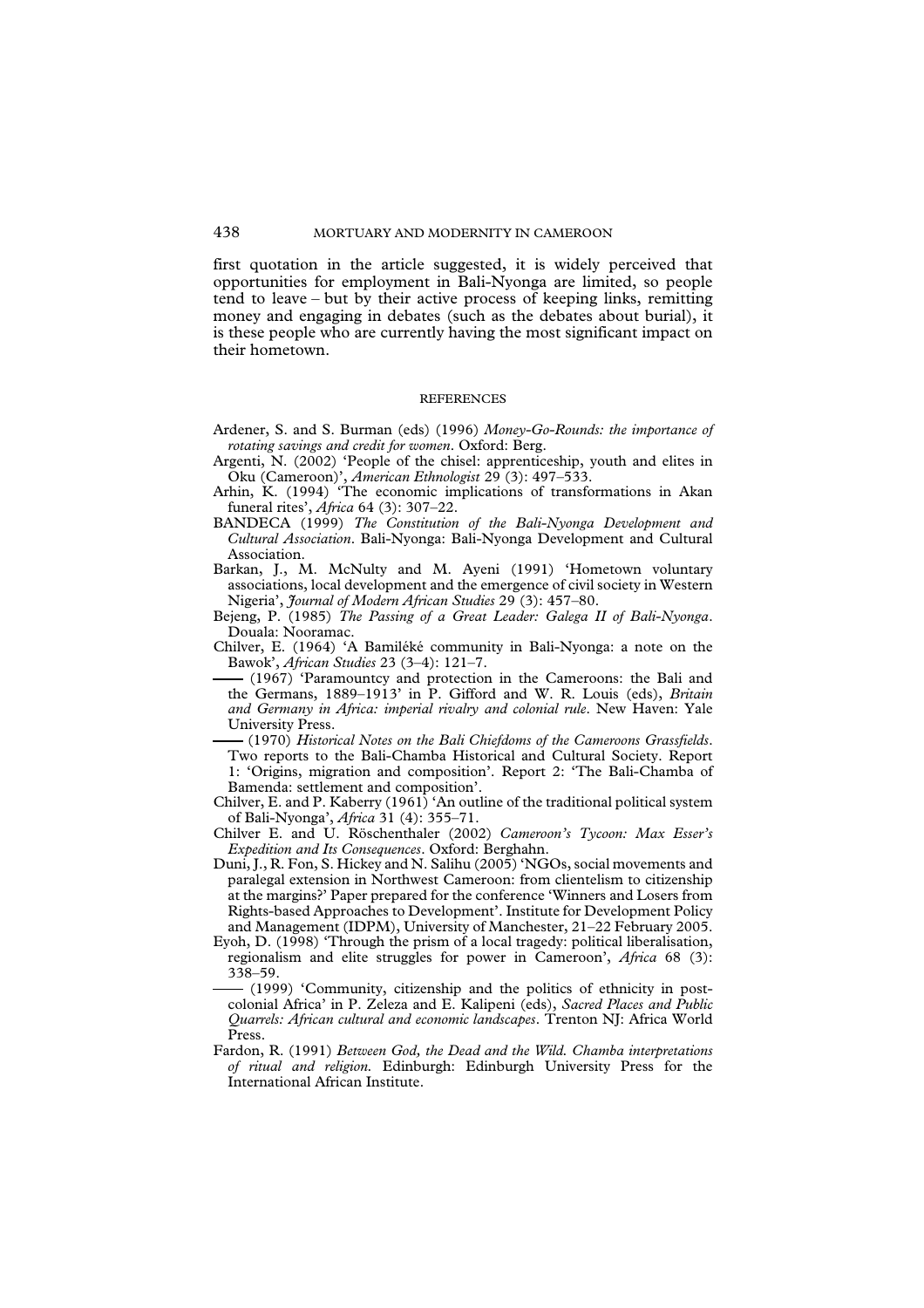first quotation in the article suggested, it is widely perceived that opportunities for employment in Bali-Nyonga are limited, so people tend to leave – but by their active process of keeping links, remitting money and engaging in debates (such as the debates about burial), it is these people who are currently having the most significant impact on their hometown.

## REFERENCES

Ardener, S. and S. Burman (eds) (1996) *Money-Go-Rounds: the importance of rotating savings and credit for women*. Oxford: Berg.

Argenti, N. (2002) 'People of the chisel: apprenticeship, youth and elites in Oku (Cameroon)', *American Ethnologist* 29 (3): 497–533.

Arhin, K. (1994) 'The economic implications of transformations in Akan funeral rites', *Africa* 64 (3): 307–22.

BANDECA (1999) *The Constitution of the Bali-Nyonga Development and Cultural Association*. Bali-Nyonga: Bali-Nyonga Development and Cultural Association.

Barkan, J., M. McNulty and M. Ayeni (1991) 'Hometown voluntary associations, local development and the emergence of civil society in Western Nigeria', *Journal of Modern African Studies* 29 (3): 457–80.

Bejeng, P. (1985) *The Passing of a Great Leader: Galega II of Bali-Nyonga*. Douala: Nooramac.

Chilver, E. (1964) 'A Bamiléké community in Bali-Nyonga: a note on the Bawok', *African Studies* 23 (3–4): 121–7.

—— (1967) 'Paramountcy and protection in the Cameroons: the Bali and the Germans, 1889–1913' in P. Gifford and W. R. Louis (eds), *Britain and Germany in Africa: imperial rivalry and colonial rule*. New Haven: Yale University Press.

—— (1970) *Historical Notes on the Bali Chiefdoms of the Cameroons Grassfields*. Two reports to the Bali-Chamba Historical and Cultural Society. Report 1: 'Origins, migration and composition'. Report 2: 'The Bali-Chamba of Bamenda: settlement and composition'.

Chilver, E. and P. Kaberry (1961) 'An outline of the traditional political system of Bali-Nyonga', *Africa* 31 (4): 355–71.

Chilver E. and U. Röschenthaler (2002) *Cameroon's Tycoon: Max Esser's Expedition and Its Consequences*. Oxford: Berghahn.

Duni, J., R. Fon, S. Hickey and N. Salihu (2005) 'NGOs, social movements and paralegal extension in Northwest Cameroon: from clientelism to citizenship at the margins?' Paper prepared for the conference 'Winners and Losers from Rights-based Approaches to Development'. Institute for Development Policy and Management (IDPM), University of Manchester, 21–22 February 2005.

Eyoh, D. (1998) 'Through the prism of a local tragedy: political liberalisation, regionalism and elite struggles for power in Cameroon', *Africa* 68 (3): 338–59.

—— (1999) 'Community, citizenship and the politics of ethnicity in post-colonial Africa' in P. Zeleza and E. Kalipeni (eds), *Sacred Places and Public Quarrels: African cultural and economic landscapes*. Trenton NJ: Africa World Press.

Fardon, R. (1991) *Between God, the Dead and the Wild. Chamba interpretations of ritual and religion.* Edinburgh: Edinburgh University Press for the International African Institute.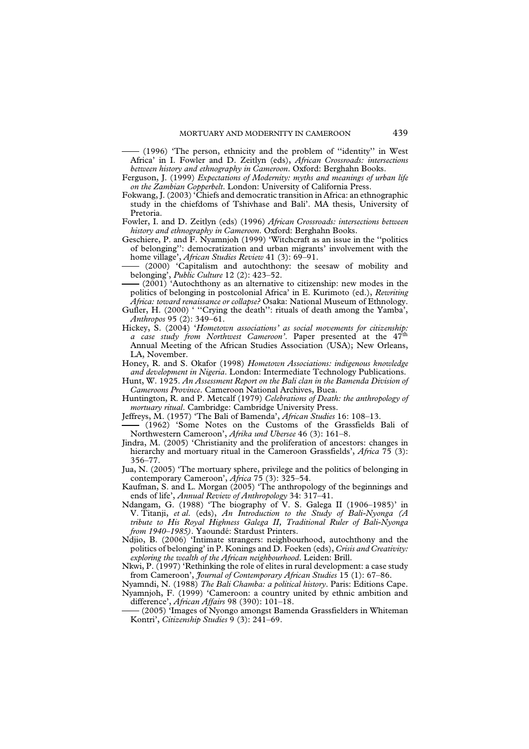—— (1996) 'The person, ethnicity and the problem of "identity" in West Africa' in I. Fowler and D. Zeitlyn (eds), *African Crossroads: intersections between history and ethnography in Cameroon*. Oxford: Berghahn Books.

Ferguson, J. (1999) *Expectations of Modernity: myths and meanings of urban life on the Zambian Copperbelt*. London: University of California Press.

Fokwang, J. (2003) 'Chiefs and democratic transition in Africa: an ethnographic study in the chiefdoms of Tshivhase and Bali'. MA thesis, University of Pretoria.

Fowler, I. and D. Zeitlyn (eds) (1996) *African Crossroads: intersections between history and ethnography in Cameroon*. Oxford: Berghahn Books.

Geschiere, P. and F. Nyamnjoh (1999) 'Witchcraft as an issue in the "politics of belonging": democratization and urban migrants' involvement with the home village', *African Studies Review* 41 (3): 69–91.

—— (2000) 'Capitalism and autochthony: the seesaw of mobility and belonging', *Public Culture* 12 (2): 423–52.

—— (2001) 'Autochthony as an alternative to citizenship: new modes in the politics of belonging in postcolonial Africa' in E. Kurimoto (ed.), *Rewriting Africa: toward renaissance or collapse?* Osaka: National Museum of Ethnology.

Gufler, H. (2000) ' "Crying the death": rituals of death among the Yamba', *Anthropos* 95 (2): 349–61.

Hickey, S. (2004) *'Hometown associations' as social movements for citizenship: a case study from Northwest Cameroon'*. Paper presented at the 47th Annual Meeting of the African Studies Association (USA); New Orleans, LA, November.

Honey, R. and S. Okafor (1998) *Hometown Associations: indigenous knowledge and development in Nigeria*. London: Intermediate Technology Publications.

Hunt, W. 1925. *An Assessment Report on the Bali clan in the Bamenda Division of Cameroons Province*. Cameroon National Archives, Buea.

Huntington, R. and P. Metcalf (1979) *Celebrations of Death: the anthropology of mortuary ritual*. Cambridge: Cambridge University Press.

Jeffreys, M. (1957) 'The Bali of Bamenda', *African Studies* 16: 108–13.

—— (1962) 'Some Notes on the Customs of the Grassfields Bali of Northwestern Cameroon', *Afrika und Ubersee* 46 (3): 161–8.

Jindra, M. (2005) 'Christianity and the proliferation of ancestors: changes in hierarchy and mortuary ritual in the Cameroon Grassfields', *Africa* 75 (3): 356–77.

Jua, N. (2005) 'The mortuary sphere, privilege and the politics of belonging in contemporary Cameroon', *Africa* 75 (3): 325–54.

Kaufman, S. and L. Morgan (2005) 'The anthropology of the beginnings and ends of life', *Annual Review of Anthropology* 34: 317–41.

Ndangam, G. (1988) 'The biography of V. S. Galega II (1906–1985)' in V. Titanji, *et al.* (eds), *An Introduction to the Study of Bali-Nyonga (A tribute to His Royal Highness Galega II, Traditional Ruler of Bali-Nyonga from 1940–1985)*. Yaoundé: Stardust Printers.

Ndjio, B. (2006) 'Intimate strangers: neighbourhood, autochthony and the politics of belonging' in P. Konings and D. Foeken (eds), *Crisis and Creativity: exploring the wealth of the African neighbourhood*. Leiden: Brill.

Nkwi, P. (1997) 'Rethinking the role of elites in rural development: a case study from Cameroon', *Journal of Contemporary African Studies* 15 (1): 67–86.

Nyamndi, N. (1988) *The Bali Chamba: a political history*. Paris: Editions Cape.

Nyamnjoh, F. (1999) 'Cameroon: a country united by ethnic ambition and difference', *African Affairs* 98 (390): 101–18.

—— (2005) 'Images of Nyongo amongst Bamenda Grassfielders in Whiteman Kontri', *Citizenship Studies* 9 (3): 241–69.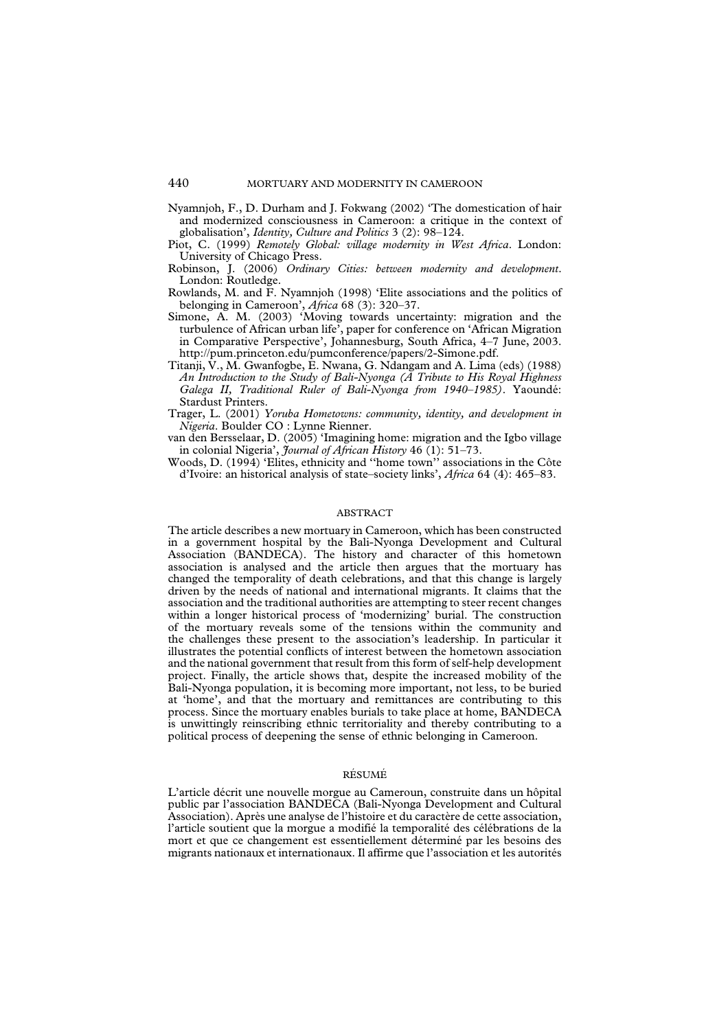Nyamnjoh, F., D. Durham and J. Fokwang (2002) 'The domestication of hair and modernized consciousness in Cameroon: a critique in the context of globalisation', *Identity, Culture and Politics* 3 (2): 98–124.

Piot, C. (1999) *Remotely Global: village modernity in West Africa*. London: University of Chicago Press.

Robinson, J. (2006) *Ordinary Cities: between modernity and development*. London: Routledge.

Rowlands, M. and F. Nyamnjoh (1998) 'Elite associations and the politics of belonging in Cameroon', *Africa* 68 (3): 320–37.

Simone, A. M. (2003) 'Moving towards uncertainty: migration and the turbulence of African urban life', paper for conference on 'African Migration in Comparative Perspective', Johannesburg, South Africa, 4–7 June, 2003. http://pum.princeton.edu/pumconference/papers/2-Simone.pdf.

Titanji, V., M. Gwanfogbe, E. Nwana, G. Ndangam and A. Lima (eds) (1988) *An Introduction to the Study of Bali-Nyonga (A Tribute to His Royal Highness Galega II, Traditional Ruler of Bali-Nyonga from 1940–1985)*. Yaoundé: Stardust Printers.

Trager, L. (2001) *Yoruba Hometowns: community, identity, and development in Nigeria*. Boulder CO : Lynne Rienner.

van den Bersselaar, D. (2005) 'Imagining home: migration and the Igbo village in colonial Nigeria', *Journal of African History* 46 (1): 51–73.

Woods, D. (1994) 'Elites, ethnicity and ''home town'' associations in the Côte d'Ivoire: an historical analysis of state–society links', *Africa* 64 (4): 465–83.

## ABSTRACT

The article describes a new mortuary in Cameroon, which has been constructed in a government hospital by the Bali-Nyonga Development and Cultural Association (BANDECA). The history and character of this hometown association is analysed and the article then argues that the mortuary has changed the temporality of death celebrations, and that this change is largely driven by the needs of national and international migrants. It claims that the association and the traditional authorities are attempting to steer recent changes within a longer historical process of 'modernizing' burial. The construction of the mortuary reveals some of the tensions within the community and the challenges these present to the association's leadership. In particular it illustrates the potential conflicts of interest between the hometown association and the national government that result from this form of self-help development project. Finally, the article shows that, despite the increased mobility of the Bali-Nyonga population, it is becoming more important, not less, to be buried at 'home', and that the mortuary and remittances are contributing to this process. Since the mortuary enables burials to take place at home, BANDECA is unwittingly reinscribing ethnic territoriality and thereby contributing to a political process of deepening the sense of ethnic belonging in Cameroon.

## RÉSUMÉ

L'article décrit une nouvelle morgue au Cameroun, construite dans un hôpital public par l'association BANDECA (Bali-Nyonga Development and Cultural Association). Après une analyse de l'histoire et du caractère de cette association, l'article soutient que la morgue a modifié la temporalité des célébrations de la mort et que ce changement est essentiellement déterminé par les besoins des migrants nationaux et internationaux. Il affirme que l'association et les autorités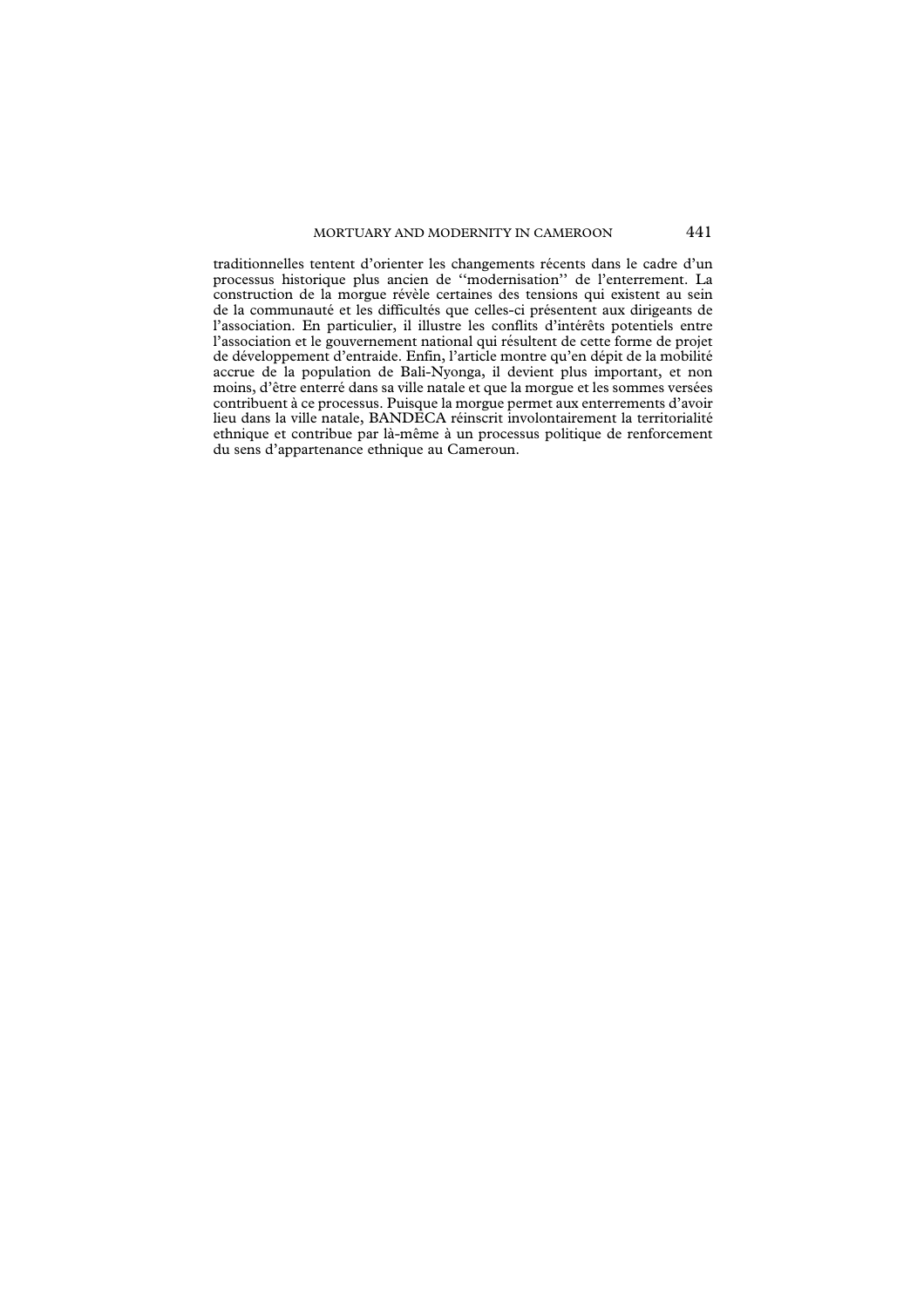traditionnelles tentent d'orienter les changements récents dans le cadre d'un processus historique plus ancien de ''modernisation'' de l'enterrement. La construction de la morgue révèle certaines des tensions qui existent au sein de la communauté et les difficultés que celles-ci présentent aux dirigeants de l'association. En particulier, il illustre les conflits d'intérêts potentiels entre l'association et le gouvernement national qui résultent de cette forme de projet de développement d'entraide. Enfin, l'article montre qu'en dépit de la mobilité accrue de la population de Bali-Nyonga, il devient plus important, et non moins, d'être enterré dans sa ville natale et que la morgue et les sommes versées contribuent à ce processus. Puisque la morgue permet aux enterrements d'avoir lieu dans la ville natale, BANDECA réinscrit involontairement la territorialité ethnique et contribue par là-même à un processus politique de renforcement du sens d'appartenance ethnique au Cameroun.